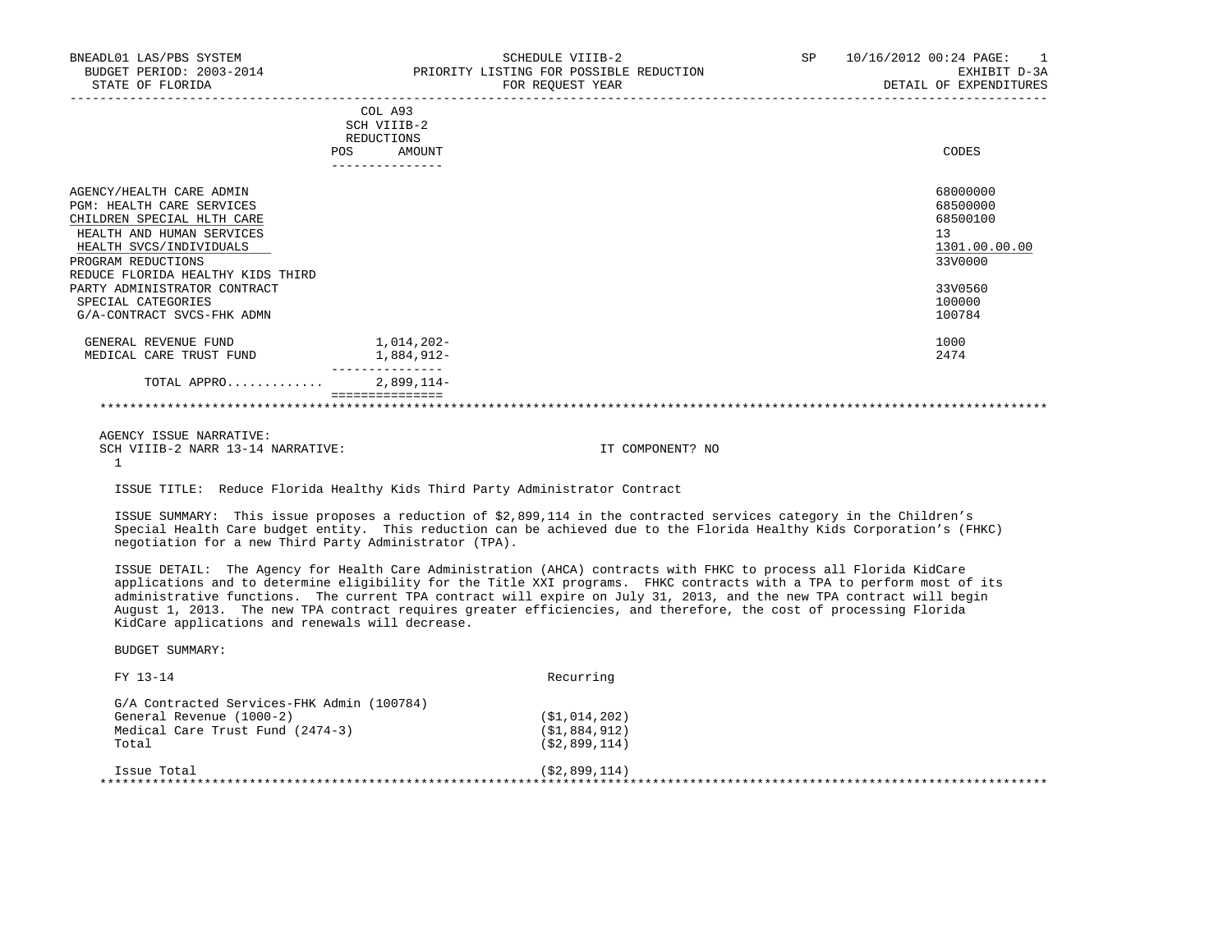BNEADL01 LAS/PBS SYSTEM | SCHEDULE VIIIB-2 | SP 10/16/2012 00:24

BUDGET PERIOD: 2003-2014 | PRIORITY LISTING FOR POSSIBLE REDUCTION | EXHIBIT D-3A

STATE OF FLORIDA | FOR REQUEST YEAR | DETAIL OF EXPENDITURES

| | COL A93 SCH VIIIB-2 REDUCTIONS POS | AMOUNT | CODES |
|---|---|---|---|
| AGENCY/HEALTH CARE ADMIN | | | 68000000 |
| PGM: HEALTH CARE SERVICES | | | 68500000 |
| CHILDREN SPECIAL HLTH CARE | | | 68500100 |
| HEALTH AND HUMAN SERVICES | | | 13 |
| HEALTH SVCS/INDIVIDUALS | | | 1301.00.00.00 |
| PROGRAM REDUCTIONS | | | 33V0000 |
| REDUCE FLORIDA HEALTHY KIDS THIRD PARTY ADMINISTRATOR CONTRACT | | | 33V0560 |
| SPECIAL CATEGORIES | | | 100000 |
| G/A-CONTRACT SVCS-FHK ADMN | | | 100784 |
| GENERAL REVENUE FUND | | 1,014,202- | 1000 |
| MEDICAL CARE TRUST FUND | | 1,884,912- | 2474 |
| TOTAL APPRO............ | | 2,899,114- | |

AGENCY ISSUE NARRATIVE:

SCH VIIIB-2 NARR 13-14 NARRATIVE: IT COMPONENT? NO

1

ISSUE TITLE: Reduce Florida Healthy Kids Third Party Administrator Contract

ISSUE SUMMARY: This issue proposes a reduction of $2,899,114 in the contracted services category in the Children's Special Health Care budget entity. This reduction can be achieved due to the Florida Healthy Kids Corporation's (FHKC) negotiation for a new Third Party Administrator (TPA).

ISSUE DETAIL: The Agency for Health Care Administration (AHCA) contracts with FHKC to process all Florida KidCare applications and to determine eligibility for the Title XXI programs. FHKC contracts with a TPA to perform most of its administrative functions. The current TPA contract will expire on July 31, 2013, and the new TPA contract will begin August 1, 2013. The new TPA contract requires greater efficiencies, and therefore, the cost of processing Florida KidCare applications and renewals will decrease.

BUDGET SUMMARY:

| FY 13-14 | Recurring |
|---|---|
| G/A Contracted Services-FHK Admin (100784) | |
| General Revenue (1000-2) | ($1,014,202) |
| Medical Care Trust Fund (2474-3) | ($1,884,912) |
| Total | ($2,899,114) |
| Issue Total | ($2,899,114) |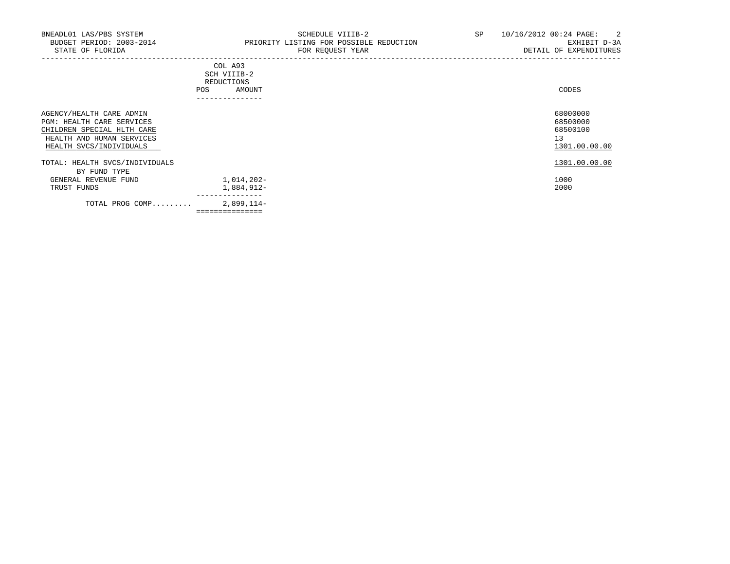BNEADL01 LAS/PBS SYSTEM
BUDGET PERIOD: 2003-2014
STATE OF FLORIDA

SCHEDULE VIIIB-2
PRIORITY LISTING FOR POSSIBLE REDUCTION
FOR REQUEST YEAR

SP 10/16/2012 00:24 PAGE: 2
EXHIBIT D-3A
DETAIL OF EXPENDITURES

| | COL A93 SCH VIIIB-2 REDUCTIONS POS | AMOUNT | CODES |
|---|---|---|---|
| AGENCY/HEALTH CARE ADMIN | | | 68000000 |
| PGM: HEALTH CARE SERVICES | | | 68500000 |
| CHILDREN SPECIAL HLTH CARE | | | 68500100 |
| HEALTH AND HUMAN SERVICES | | | 13 |
| HEALTH SVCS/INDIVIDUALS | | | 1301.00.00.00 |
| TOTAL: HEALTH SVCS/INDIVIDUALS | | | 1301.00.00.00 |
| BY FUND TYPE | | | |
| GENERAL REVENUE FUND | | 1,014,202- | 1000 |
| TRUST FUNDS | | 1,884,912- | 2000 |
| TOTAL PROG COMP......... | | 2,899,114- | |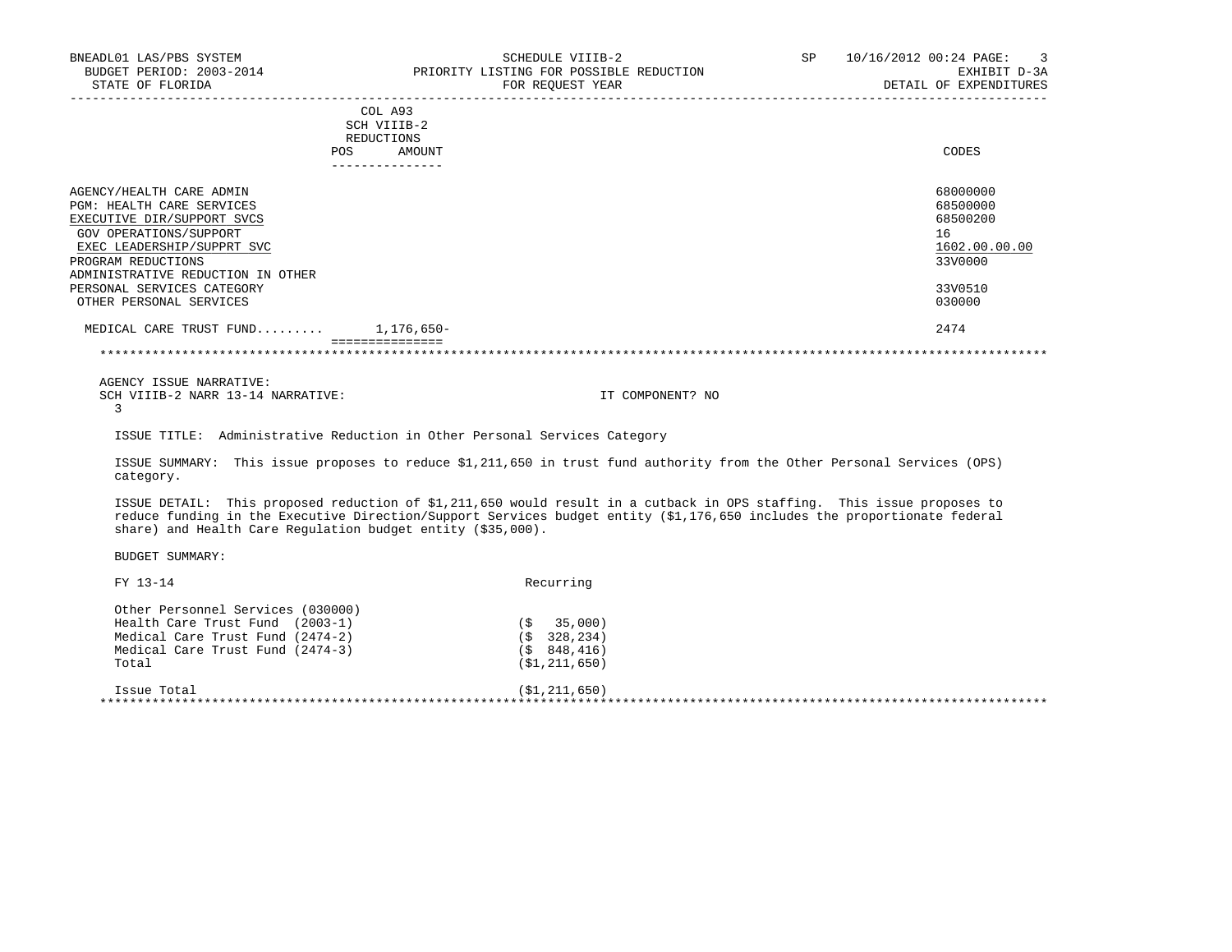BNEADL01 LAS/PBS SYSTEM
BUDGET PERIOD: 2003-2014
STATE OF FLORIDA

SCHEDULE VIIIB-2
PRIORITY LISTING FOR POSSIBLE REDUCTION
FOR REQUEST YEAR

SP 10/16/2012 00:24
EXHIBIT D-3A
DETAIL OF EXPENDITURES

| | COL A93 SCH VIIIB-2 REDUCTIONS POS | AMOUNT | CODES |
|---|---|---|---|
| AGENCY/HEALTH CARE ADMIN | | | 68000000 |
| PGM: HEALTH CARE SERVICES | | | 68500000 |
| EXECUTIVE DIR/SUPPORT SVCS | | | 68500200 |
| GOV OPERATIONS/SUPPORT | | | 16 |
| EXEC LEADERSHIP/SUPPRT SVC | | | 1602.00.00.00 |
| PROGRAM REDUCTIONS | | | 33V0000 |
| ADMINISTRATIVE REDUCTION IN OTHER PERSONAL SERVICES CATEGORY | | | 33V0510 |
| OTHER PERSONAL SERVICES | | | 030000 |
| MEDICAL CARE TRUST FUND......... | | 1,176,650- | 2474 |

AGENCY ISSUE NARRATIVE:
SCH VIIIB-2 NARR 13-14 NARRATIVE: IT COMPONENT? NO
3

ISSUE TITLE: Administrative Reduction in Other Personal Services Category

ISSUE SUMMARY: This issue proposes to reduce $1,211,650 in trust fund authority from the Other Personal Services (OPS) category.

ISSUE DETAIL: This proposed reduction of $1,211,650 would result in a cutback in OPS staffing. This issue proposes to reduce funding in the Executive Direction/Support Services budget entity ($1,176,650 includes the proportionate federal share) and Health Care Regulation budget entity ($35,000).

BUDGET SUMMARY:

| FY 13-14 | Recurring |
|---|---|
| Other Personnel Services (030000) | |
| Health Care Trust Fund (2003-1) | ($ 35,000) |
| Medical Care Trust Fund (2474-2) | ($ 328,234) |
| Medical Care Trust Fund (2474-3) | ($ 848,416) |
| Total | ($1,211,650) |
| Issue Total | ($1,211,650) |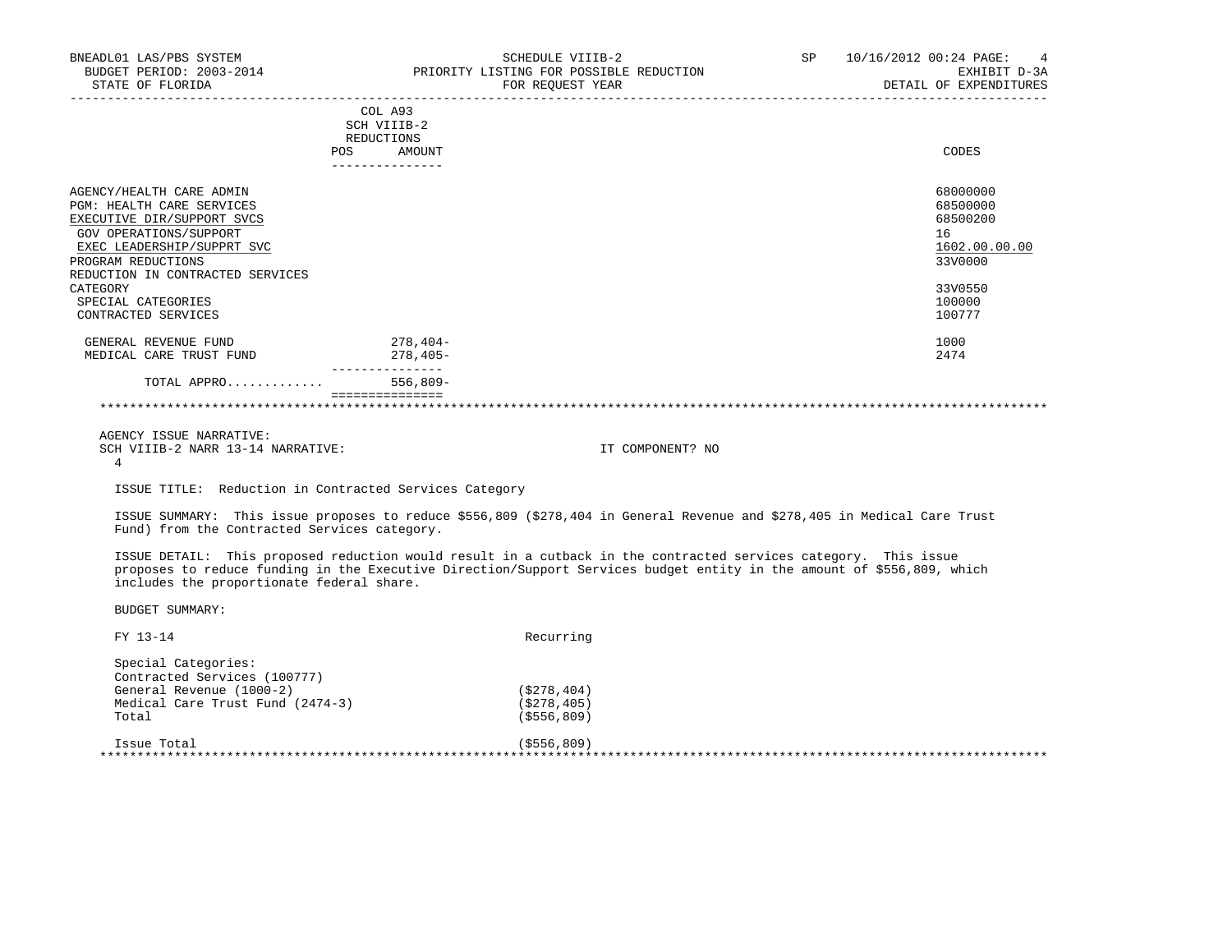BNEADL01 LAS/PBS SYSTEM | SCHEDULE VIIIB-2 | SP 10/16/2012 00:24
BUDGET PERIOD: 2003-2014 | PRIORITY LISTING FOR POSSIBLE REDUCTION | EXHIBIT D-3A
STATE OF FLORIDA | FOR REQUEST YEAR | DETAIL OF EXPENDITURES

| | COL A93 SCH VIIIB-2 REDUCTIONS POS | AMOUNT | CODES |
|---|---|---|---|
| AGENCY/HEALTH CARE ADMIN | | | 68000000 |
| PGM: HEALTH CARE SERVICES | | | 68500000 |
| EXECUTIVE DIR/SUPPORT SVCS | | | 68500200 |
| GOV OPERATIONS/SUPPORT | | | 16 |
| EXEC LEADERSHIP/SUPPRT SVC | | | 1602.00.00.00 |
| PROGRAM REDUCTIONS | | | 33V0000 |
| REDUCTION IN CONTRACTED SERVICES CATEGORY | | | 33V0550 |
| SPECIAL CATEGORIES | | | 100000 |
| CONTRACTED SERVICES | | | 100777 |
| GENERAL REVENUE FUND | | 278,404- | 1000 |
| MEDICAL CARE TRUST FUND | | 278,405- | 2474 |
| TOTAL APPRO............ | | 556,809- | |

AGENCY ISSUE NARRATIVE:
SCH VIIIB-2 NARR 13-14 NARRATIVE: IT COMPONENT? NO
4

ISSUE TITLE: Reduction in Contracted Services Category

ISSUE SUMMARY: This issue proposes to reduce $556,809 ($278,404 in General Revenue and $278,405 in Medical Care Trust Fund) from the Contracted Services category.

ISSUE DETAIL: This proposed reduction would result in a cutback in the contracted services category. This issue proposes to reduce funding in the Executive Direction/Support Services budget entity in the amount of $556,809, which includes the proportionate federal share.

BUDGET SUMMARY:

| FY 13-14 | Recurring |
|---|---|
| Special Categories: | |
| Contracted Services (100777) | |
| General Revenue (1000-2) | ($278,404) |
| Medical Care Trust Fund (2474-3) | ($278,405) |
| Total | ($556,809) |
| Issue Total | ($556,809) |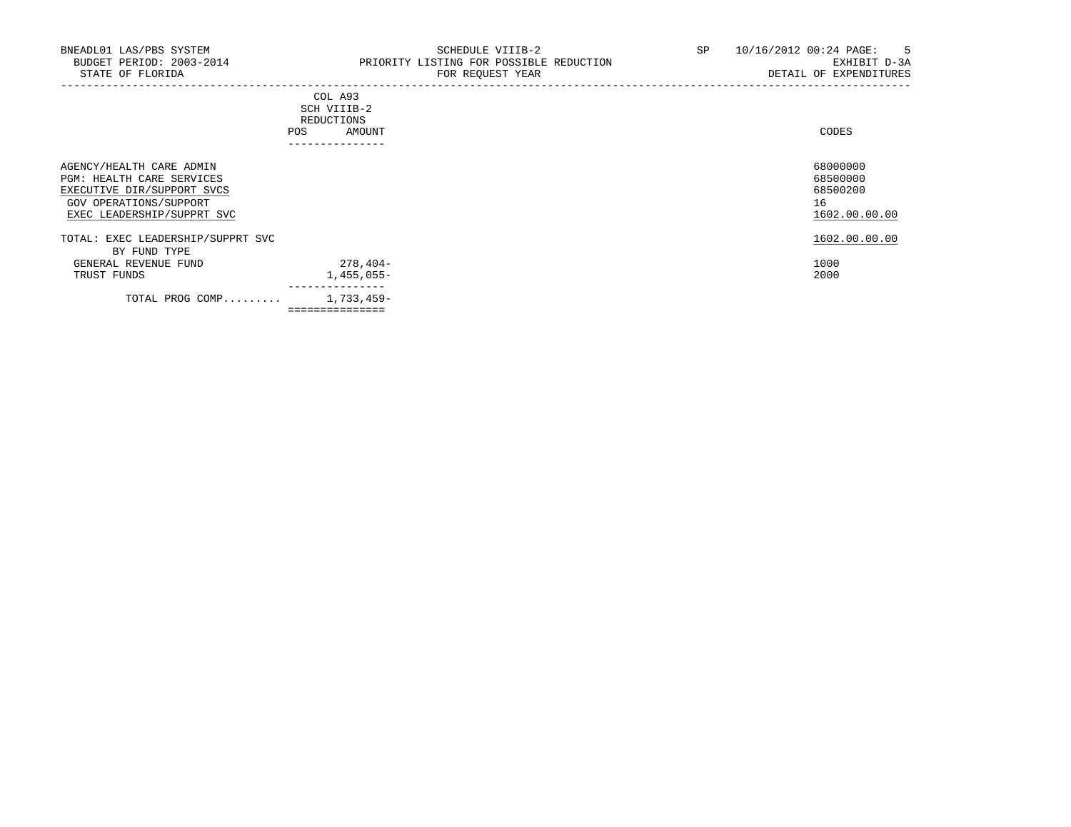BNEADL01 LAS/PBS SYSTEM — SCHEDULE VIIIB-2 — SP 10/16/2012 00:24

BUDGET PERIOD: 2003-2014 — PRIORITY LISTING FOR POSSIBLE REDUCTION — EXHIBIT D-3A

STATE OF FLORIDA — FOR REQUEST YEAR — DETAIL OF EXPENDITURES

| | COL A93 SCH VIIIB-2 REDUCTIONS POS | AMOUNT | CODES |
|---|---|---|---|
| AGENCY/HEALTH CARE ADMIN | | | 68000000 |
| PGM: HEALTH CARE SERVICES | | | 68500000 |
| EXECUTIVE DIR/SUPPORT SVCS | | | 68500200 |
| GOV OPERATIONS/SUPPORT | | | 16 |
| EXEC LEADERSHIP/SUPPRT SVC | | | 1602.00.00.00 |
| TOTAL: EXEC LEADERSHIP/SUPPRT SVC | | | 1602.00.00.00 |
| BY FUND TYPE | | | |
| GENERAL REVENUE FUND | | 278,404- | 1000 |
| TRUST FUNDS | | 1,455,055- | 2000 |
| TOTAL PROG COMP......... | | 1,733,459- | |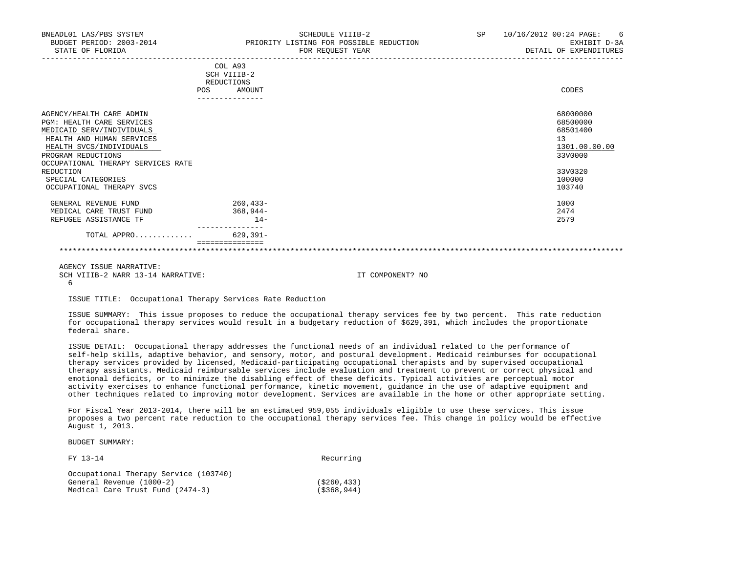BNEADL01 LAS/PBS SYSTEM | SCHEDULE VIIIB-2 | SP 10/16/2012 00:24

BUDGET PERIOD: 2003-2014 | PRIORITY LISTING FOR POSSIBLE REDUCTION | EXHIBIT D-3A

STATE OF FLORIDA | FOR REQUEST YEAR | DETAIL OF EXPENDITURES

| | COL A93 SCH VIIIB-2 REDUCTIONS POS | AMOUNT | CODES |
|---|---|---|---|
| AGENCY/HEALTH CARE ADMIN | | | 68000000 |
| PGM: HEALTH CARE SERVICES | | | 68500000 |
| MEDICAID SERV/INDIVIDUALS | | | 68501400 |
| HEALTH AND HUMAN SERVICES | | | 13 |
| HEALTH SVCS/INDIVIDUALS | | | 1301.00.00.00 |
| PROGRAM REDUCTIONS | | | 33V0000 |
| OCCUPATIONAL THERAPY SERVICES RATE REDUCTION | | | 33V0320 |
| SPECIAL CATEGORIES | | | 100000 |
| OCCUPATIONAL THERAPY SVCS | | | 103740 |
| GENERAL REVENUE FUND | | 260,433- | 1000 |
| MEDICAL CARE TRUST FUND | | 368,944- | 2474 |
| REFUGEE ASSISTANCE TF | | 14- | 2579 |
| TOTAL APPRO............ | | 629,391- | |

AGENCY ISSUE NARRATIVE:

SCH VIIIB-2 NARR 13-14 NARRATIVE: IT COMPONENT? NO

6

ISSUE TITLE: Occupational Therapy Services Rate Reduction

ISSUE SUMMARY: This issue proposes to reduce the occupational therapy services fee by two percent. This rate reduction for occupational therapy services would result in a budgetary reduction of $629,391, which includes the proportionate federal share.

ISSUE DETAIL: Occupational therapy addresses the functional needs of an individual related to the performance of self-help skills, adaptive behavior, and sensory, motor, and postural development. Medicaid reimburses for occupational therapy services provided by licensed, Medicaid-participating occupational therapists and by supervised occupational therapy assistants. Medicaid reimbursable services include evaluation and treatment to prevent or correct physical and emotional deficits, or to minimize the disabling effect of these deficits. Typical activities are perceptual motor activity exercises to enhance functional performance, kinetic movement, guidance in the use of adaptive equipment and other techniques related to improving motor development. Services are available in the home or other appropriate setting.

For Fiscal Year 2013-2014, there will be an estimated 959,055 individuals eligible to use these services. This issue proposes a two percent rate reduction to the occupational therapy services fee. This change in policy would be effective August 1, 2013.

BUDGET SUMMARY:

| FY 13-14 | Recurring |
|---|---|
| Occupational Therapy Service (103740) | |
| General Revenue (1000-2) | ($260,433) |
| Medical Care Trust Fund (2474-3) | ($368,944) |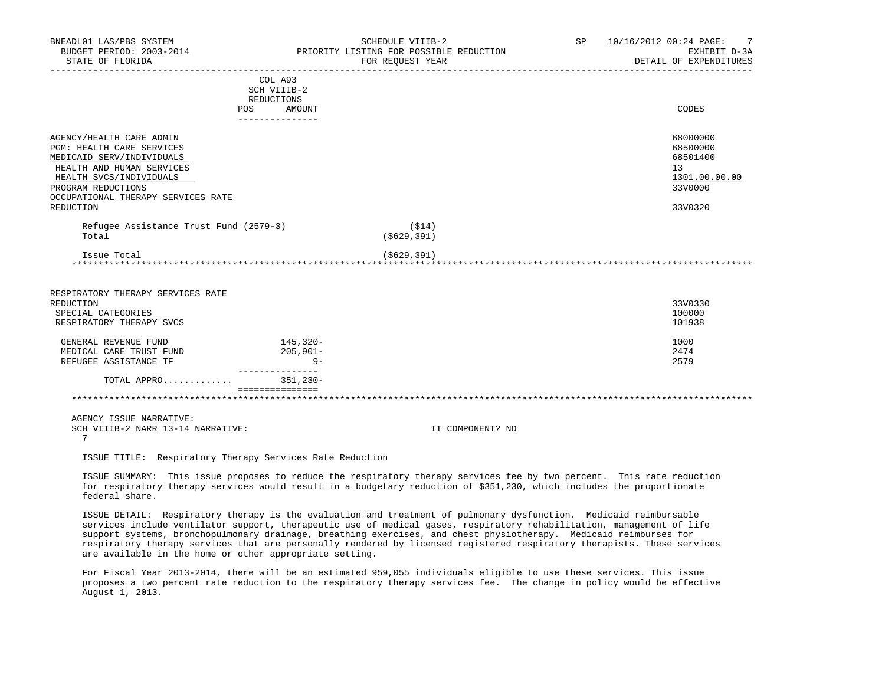| | COL A93 SCH VIIIB-2 REDUCTIONS | | |
|---|---|---|---|
| | POS | AMOUNT | CODES |
| AGENCY/HEALTH CARE ADMIN | | | 68000000 |
| PGM: HEALTH CARE SERVICES | | | 68500000 |
| MEDICAID SERV/INDIVIDUALS | | | 68501400 |
| HEALTH AND HUMAN SERVICES | | | 13 |
| HEALTH SVCS/INDIVIDUALS | | | 1301.00.00.00 |
| PROGRAM REDUCTIONS | | | 33V0000 |
| OCCUPATIONAL THERAPY SERVICES RATE REDUCTION | | | 33V0320 |

Refugee Assistance Trust Fund (2579-3) ($14)
Total ($629,391)

Issue Total ($629,391)

| | POS | AMOUNT | CODES |
|---|---|---|---|
| RESPIRATORY THERAPY SERVICES RATE REDUCTION | | | 33V0330 |
| SPECIAL CATEGORIES | | | 100000 |
| RESPIRATORY THERAPY SVCS | | | 101938 |
| GENERAL REVENUE FUND | | 145,320- | 1000 |
| MEDICAL CARE TRUST FUND | | 205,901- | 2474 |
| REFUGEE ASSISTANCE TF | | 9- | 2579 |
| TOTAL APPRO............ | | 351,230- | |

AGENCY ISSUE NARRATIVE:
SCH VIIIB-2 NARR 13-14 NARRATIVE: IT COMPONENT? NO
7

ISSUE TITLE: Respiratory Therapy Services Rate Reduction

ISSUE SUMMARY: This issue proposes to reduce the respiratory therapy services fee by two percent. This rate reduction for respiratory therapy services would result in a budgetary reduction of $351,230, which includes the proportionate federal share.

ISSUE DETAIL: Respiratory therapy is the evaluation and treatment of pulmonary dysfunction. Medicaid reimbursable services include ventilator support, therapeutic use of medical gases, respiratory rehabilitation, management of life support systems, bronchopulmonary drainage, breathing exercises, and chest physiotherapy. Medicaid reimburses for respiratory therapy services that are personally rendered by licensed registered respiratory therapists. These services are available in the home or other appropriate setting.

For Fiscal Year 2013-2014, there will be an estimated 959,055 individuals eligible to use these services. This issue proposes a two percent rate reduction to the respiratory therapy services fee. The change in policy would be effective August 1, 2013.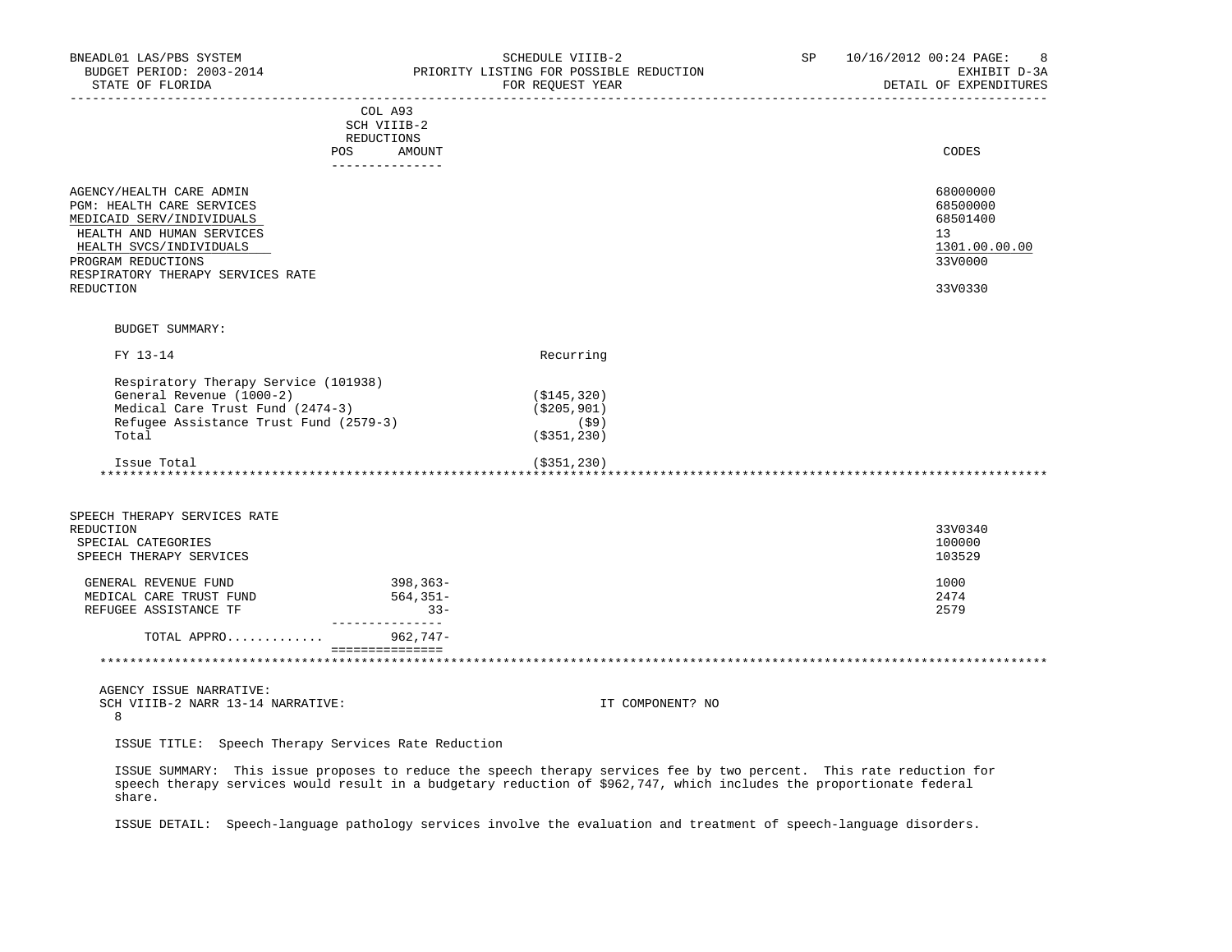COL A93
SCH VIIIB-2
REDUCTIONS

| | POS | AMOUNT | CODES |
|---|---|---|---|
| AGENCY/HEALTH CARE ADMIN | | | 68000000 |
| PGM: HEALTH CARE SERVICES | | | 68500000 |
| MEDICAID SERV/INDIVIDUALS | | | 68501400 |
| HEALTH AND HUMAN SERVICES | | | 13 |
| HEALTH SVCS/INDIVIDUALS | | | 1301.00.00.00 |
| PROGRAM REDUCTIONS | | | 33V0000 |
| RESPIRATORY THERAPY SERVICES RATE REDUCTION | | | 33V0330 |

BUDGET SUMMARY:

| FY 13-14 | Recurring |
|---|---|
| Respiratory Therapy Service (101938) | |
| General Revenue (1000-2) | ($145,320) |
| Medical Care Trust Fund (2474-3) | ($205,901) |
| Refugee Assistance Trust Fund (2579-3) | ($9) |
| Total | ($351,230) |
| | |
| Issue Total | ($351,230) |

\*\*\*\*\*\*\*\*\*\*\*\*\*\*\*\*\*\*\*\*\*\*\*\*\*\*\*\*\*\*\*\*\*\*\*\*\*\*\*\*\*\*\*\*\*\*\*\*\*\*\*\*\*\*\*\*\*\*\*\*

| | POS | AMOUNT | CODES |
|---|---|---|---|
| SPEECH THERAPY SERVICES RATE REDUCTION | | | 33V0340 |
| SPECIAL CATEGORIES | | | 100000 |
| SPEECH THERAPY SERVICES | | | 103529 |
| GENERAL REVENUE FUND | | 398,363- | 1000 |
| MEDICAL CARE TRUST FUND | | 564,351- | 2474 |
| REFUGEE ASSISTANCE TF | | 33- | 2579 |
| TOTAL APPRO............ | | 962,747- | |

\*\*\*\*\*\*\*\*\*\*\*\*\*\*\*\*\*\*\*\*\*\*\*\*\*\*\*\*\*\*\*\*\*\*\*\*\*\*\*\*\*\*\*\*\*\*\*\*\*\*\*\*\*\*\*\*\*\*\*\*

AGENCY ISSUE NARRATIVE:
SCH VIIIB-2 NARR 13-14 NARRATIVE: IT COMPONENT? NO
8

ISSUE TITLE: Speech Therapy Services Rate Reduction

ISSUE SUMMARY: This issue proposes to reduce the speech therapy services fee by two percent. This rate reduction for speech therapy services would result in a budgetary reduction of $962,747, which includes the proportionate federal share.

ISSUE DETAIL: Speech-language pathology services involve the evaluation and treatment of speech-language disorders.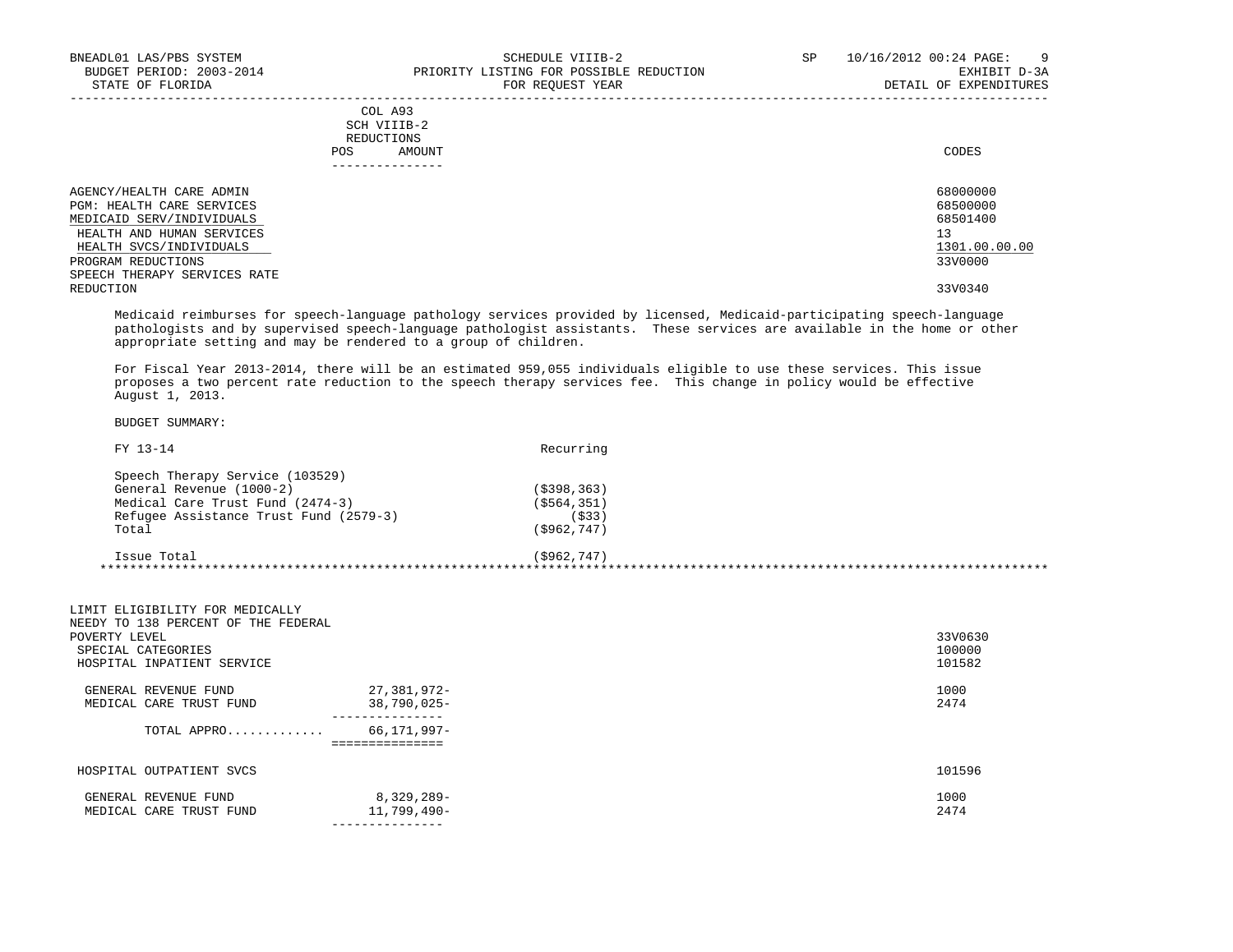BNEADL01 LAS/PBS SYSTEM — SCHEDULE VIIIB-2 — SP 10/16/2012 00:24

BUDGET PERIOD: 2003-2014 — PRIORITY LISTING FOR POSSIBLE REDUCTION — EXHIBIT D-3A

STATE OF FLORIDA — FOR REQUEST YEAR — DETAIL OF EXPENDITURES

| | COL A93 SCH VIIIB-2 REDUCTIONS POS AMOUNT | CODES |
|---|---|---|
| AGENCY/HEALTH CARE ADMIN | | 68000000 |
| PGM: HEALTH CARE SERVICES | | 68500000 |
| MEDICAID SERV/INDIVIDUALS | | 68501400 |
| HEALTH AND HUMAN SERVICES | | 13 |
| HEALTH SVCS/INDIVIDUALS | | 1301.00.00.00 |
| PROGRAM REDUCTIONS | | 33V0000 |
| SPEECH THERAPY SERVICES RATE REDUCTION | | 33V0340 |

Medicaid reimburses for speech-language pathology services provided by licensed, Medicaid-participating speech-language pathologists and by supervised speech-language pathologist assistants. These services are available in the home or other appropriate setting and may be rendered to a group of children.

For Fiscal Year 2013-2014, there will be an estimated 959,055 individuals eligible to use these services. This issue proposes a two percent rate reduction to the speech therapy services fee. This change in policy would be effective August 1, 2013.

BUDGET SUMMARY:

| FY 13-14 | Recurring |
|---|---|
| Speech Therapy Service (103529) | |
| General Revenue (1000-2) | ($398,363) |
| Medical Care Trust Fund (2474-3) | ($564,351) |
| Refugee Assistance Trust Fund (2579-3) | ($33) |
| Total | ($962,747) |
| | |
| Issue Total | ($962,747) |

*****************************************************************************************************************************

| | COL A93 AMOUNT | CODES |
|---|---|---|
| LIMIT ELIGIBILITY FOR MEDICALLY NEEDY TO 138 PERCENT OF THE FEDERAL POVERTY LEVEL | | 33V0630 |
| SPECIAL CATEGORIES | | 100000 |
| HOSPITAL INPATIENT SERVICE | | 101582 |
| GENERAL REVENUE FUND | 27,381,972- | 1000 |
| MEDICAL CARE TRUST FUND | 38,790,025- | 2474 |
| TOTAL APPRO............. | 66,171,997- | |
| HOSPITAL OUTPATIENT SVCS | | 101596 |
| GENERAL REVENUE FUND | 8,329,289- | 1000 |
| MEDICAL CARE TRUST FUND | 11,799,490- | 2474 |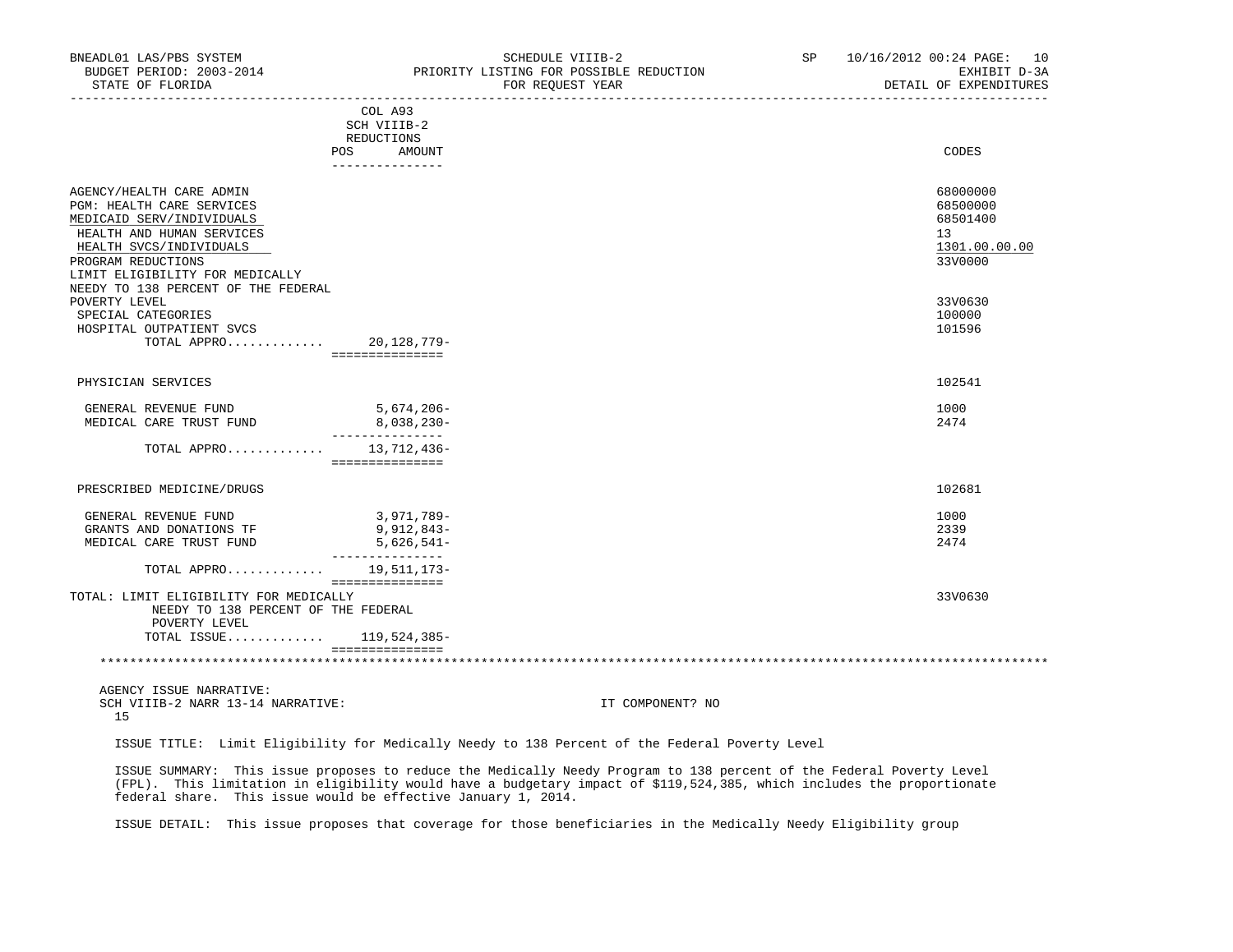| | COL A93 SCH VIIIB-2 REDUCTIONS | | |
|---|---|---|---|
| | POS | AMOUNT | CODES |
| AGENCY/HEALTH CARE ADMIN | | | 68000000 |
| PGM: HEALTH CARE SERVICES | | | 68500000 |
| MEDICAID SERV/INDIVIDUALS | | | 68501400 |
| HEALTH AND HUMAN SERVICES | | | 13 |
| HEALTH SVCS/INDIVIDUALS | | | 1301.00.00.00 |
| PROGRAM REDUCTIONS | | | 33V0000 |
| LIMIT ELIGIBILITY FOR MEDICALLY NEEDY TO 138 PERCENT OF THE FEDERAL POVERTY LEVEL | | | 33V0630 |
| SPECIAL CATEGORIES | | | 100000 |
| HOSPITAL OUTPATIENT SVCS | | | 101596 |
| TOTAL APPRO............. | | 20,128,779- | |
| PHYSICIAN SERVICES | | | 102541 |
| GENERAL REVENUE FUND | | 5,674,206- | 1000 |
| MEDICAL CARE TRUST FUND | | 8,038,230- | 2474 |
| TOTAL APPRO............. | | 13,712,436- | |
| PRESCRIBED MEDICINE/DRUGS | | | 102681 |
| GENERAL REVENUE FUND | | 3,971,789- | 1000 |
| GRANTS AND DONATIONS TF | | 9,912,843- | 2339 |
| MEDICAL CARE TRUST FUND | | 5,626,541- | 2474 |
| TOTAL APPRO............. | | 19,511,173- | |
| TOTAL: LIMIT ELIGIBILITY FOR MEDICALLY NEEDY TO 138 PERCENT OF THE FEDERAL POVERTY LEVEL | | | 33V0630 |
| TOTAL ISSUE............. | | 119,524,385- | |

AGENCY ISSUE NARRATIVE:
SCH VIIIB-2 NARR 13-14 NARRATIVE: IT COMPONENT? NO
15

ISSUE TITLE: Limit Eligibility for Medically Needy to 138 Percent of the Federal Poverty Level

ISSUE SUMMARY: This issue proposes to reduce the Medically Needy Program to 138 percent of the Federal Poverty Level (FPL). This limitation in eligibility would have a budgetary impact of $119,524,385, which includes the proportionate federal share. This issue would be effective January 1, 2014.

ISSUE DETAIL: This issue proposes that coverage for those beneficiaries in the Medically Needy Eligibility group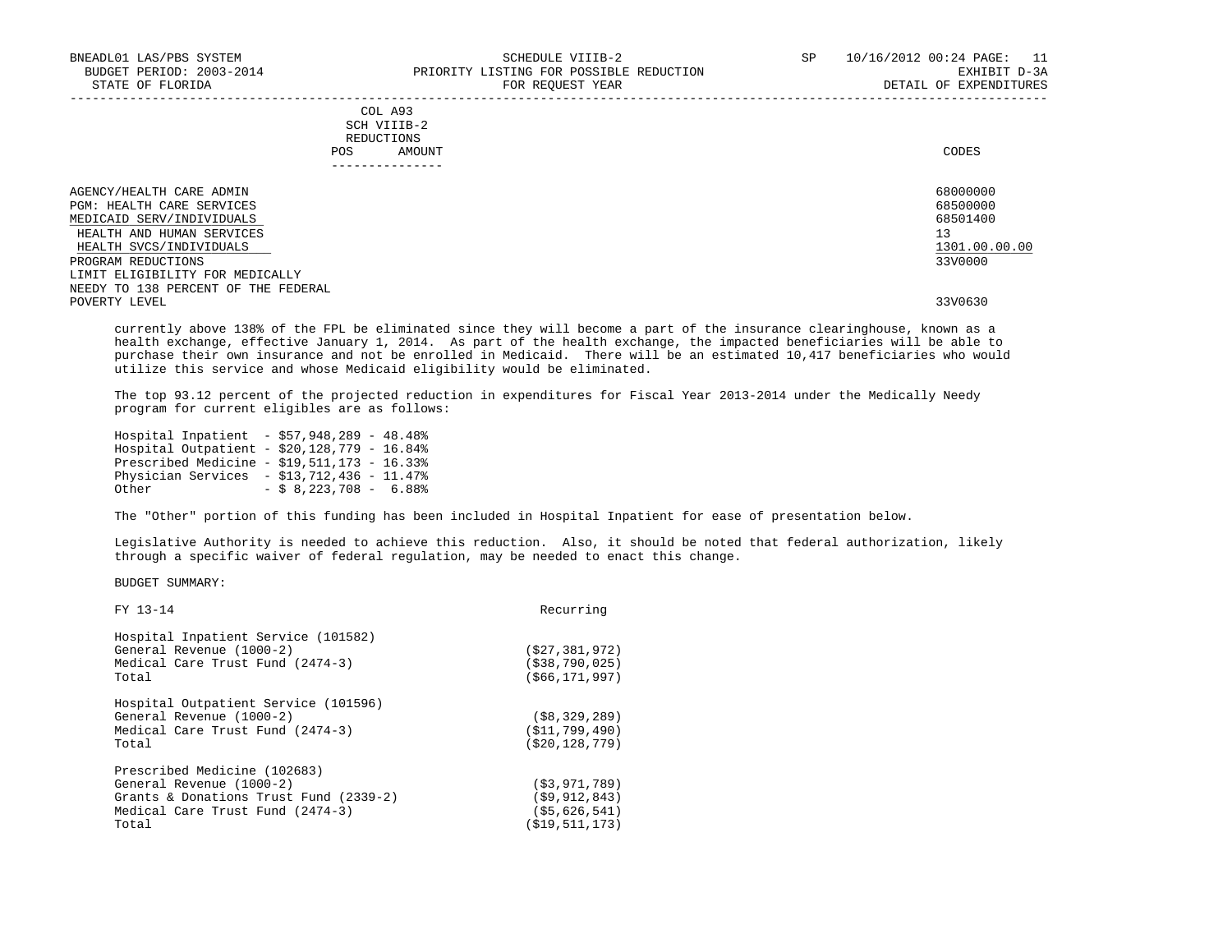| | COL A93 SCH VIIIB-2 REDUCTIONS | | |
|---|---|---|---|
| | POS | AMOUNT | CODES |
| AGENCY/HEALTH CARE ADMIN | | | 68000000 |
| PGM: HEALTH CARE SERVICES | | | 68500000 |
| MEDICAID SERV/INDIVIDUALS | | | 68501400 |
| HEALTH AND HUMAN SERVICES | | | 13 |
| HEALTH SVCS/INDIVIDUALS | | | 1301.00.00.00 |
| PROGRAM REDUCTIONS | | | 33V0000 |
| LIMIT ELIGIBILITY FOR MEDICALLY NEEDY TO 138 PERCENT OF THE FEDERAL POVERTY LEVEL | | | 33V0630 |

currently above 138% of the FPL be eliminated since they will become a part of the insurance clearinghouse, known as a health exchange, effective January 1, 2014. As part of the health exchange, the impacted beneficiaries will be able to purchase their own insurance and not be enrolled in Medicaid. There will be an estimated 10,417 beneficiaries who would utilize this service and whose Medicaid eligibility would be eliminated.

The top 93.12 percent of the projected reduction in expenditures for Fiscal Year 2013-2014 under the Medically Needy program for current eligibles are as follows:

Hospital Inpatient - $57,948,289 - 48.48%
Hospital Outpatient - $20,128,779 - 16.84%
Prescribed Medicine - $19,511,173 - 16.33%
Physician Services - $13,712,436 - 11.47%
Other - $ 8,223,708 - 6.88%

The "Other" portion of this funding has been included in Hospital Inpatient for ease of presentation below.

Legislative Authority is needed to achieve this reduction. Also, it should be noted that federal authorization, likely through a specific waiver of federal regulation, may be needed to enact this change.

BUDGET SUMMARY:

| FY 13-14 | Recurring |
|---|---|
| **Hospital Inpatient Service (101582)** | |
| General Revenue (1000-2) | ($27,381,972) |
| Medical Care Trust Fund (2474-3) | ($38,790,025) |
| Total | ($66,171,997) |
| **Hospital Outpatient Service (101596)** | |
| General Revenue (1000-2) | ($8,329,289) |
| Medical Care Trust Fund (2474-3) | ($11,799,490) |
| Total | ($20,128,779) |
| **Prescribed Medicine (102683)** | |
| General Revenue (1000-2) | ($3,971,789) |
| Grants & Donations Trust Fund (2339-2) | ($9,912,843) |
| Medical Care Trust Fund (2474-3) | ($5,626,541) |
| Total | ($19,511,173) |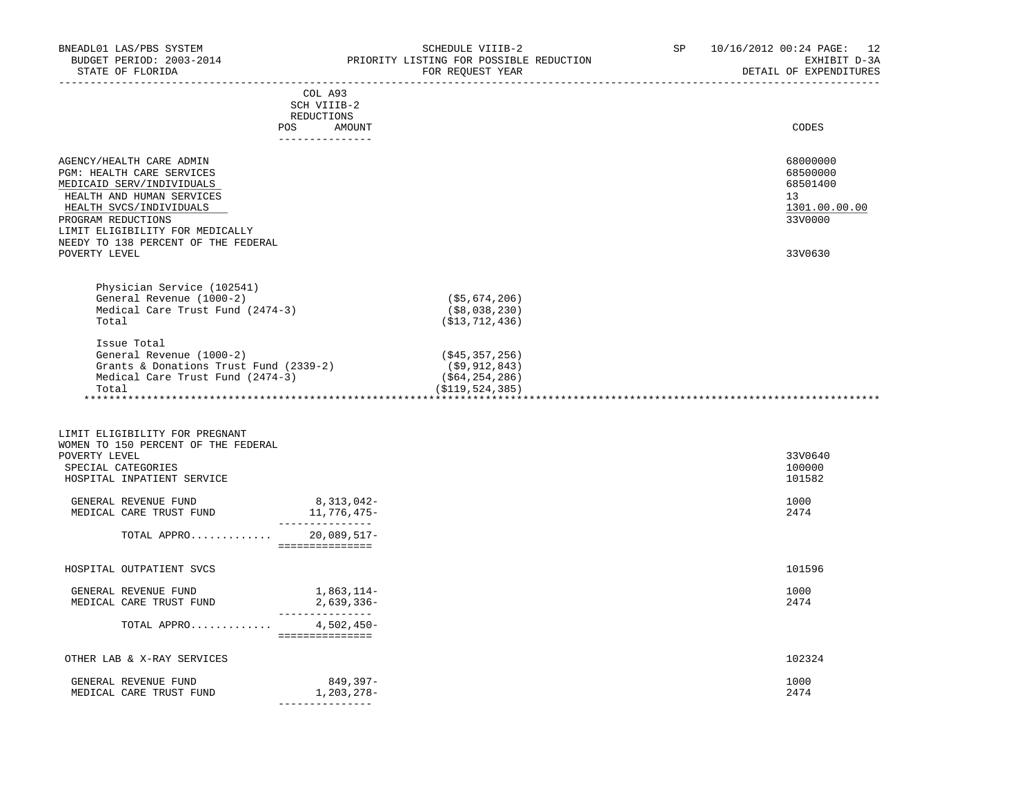BNEADL01 LAS/PBS SYSTEM | SCHEDULE VIIIB-2 | SP 10/16/2012 00:24 PAGE: 12
BUDGET PERIOD: 2003-2014 | PRIORITY LISTING FOR POSSIBLE REDUCTION | EXHIBIT D-3A
STATE OF FLORIDA | FOR REQUEST YEAR | DETAIL OF EXPENDITURES

| | COL A93 SCH VIIIB-2 REDUCTIONS POS AMOUNT | | CODES |
|---|---|---|---|
| AGENCY/HEALTH CARE ADMIN | | | 68000000 |
| PGM: HEALTH CARE SERVICES | | | 68500000 |
| MEDICAID SERV/INDIVIDUALS | | | 68501400 |
| HEALTH AND HUMAN SERVICES | | | 13 |
| HEALTH SVCS/INDIVIDUALS | | | 1301.00.00.00 |
| PROGRAM REDUCTIONS | | | 33V0000 |
| LIMIT ELIGIBILITY FOR MEDICALLY NEEDY TO 138 PERCENT OF THE FEDERAL POVERTY LEVEL | | | 33V0630 |
| Physician Service (102541) | | | |
| General Revenue (1000-2) | | ($5,674,206) | |
| Medical Care Trust Fund (2474-3) | | ($8,038,230) | |
| Total | | ($13,712,436) | |
| Issue Total | | | |
| General Revenue (1000-2) | | ($45,357,256) | |
| Grants & Donations Trust Fund (2339-2) | | ($9,912,843) | |
| Medical Care Trust Fund (2474-3) | | ($64,254,286) | |
| Total | | ($119,524,385) | |

| | COL A93 SCH VIIIB-2 REDUCTIONS POS AMOUNT | CODES |
|---|---|---|
| LIMIT ELIGIBILITY FOR PREGNANT WOMEN TO 150 PERCENT OF THE FEDERAL POVERTY LEVEL | | 33V0640 |
| SPECIAL CATEGORIES | | 100000 |
| HOSPITAL INPATIENT SERVICE | | 101582 |
| GENERAL REVENUE FUND | 8,313,042- | 1000 |
| MEDICAL CARE TRUST FUND | 11,776,475- | 2474 |
| TOTAL APPRO............ | 20,089,517- | |
| HOSPITAL OUTPATIENT SVCS | | 101596 |
| GENERAL REVENUE FUND | 1,863,114- | 1000 |
| MEDICAL CARE TRUST FUND | 2,639,336- | 2474 |
| TOTAL APPRO............ | 4,502,450- | |
| OTHER LAB & X-RAY SERVICES | | 102324 |
| GENERAL REVENUE FUND | 849,397- | 1000 |
| MEDICAL CARE TRUST FUND | 1,203,278- | 2474 |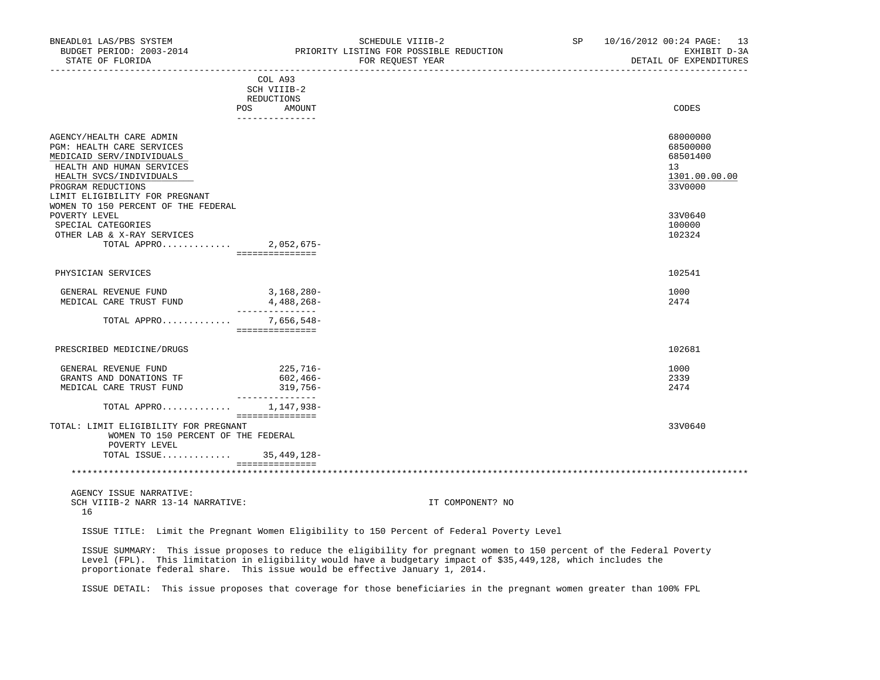| | COL A93 SCH VIIIB-2 REDUCTIONS POS AMOUNT | CODES |
|---|---|---|
| AGENCY/HEALTH CARE ADMIN | | 68000000 |
| PGM: HEALTH CARE SERVICES | | 68500000 |
| MEDICAID SERV/INDIVIDUALS | | 68501400 |
| HEALTH AND HUMAN SERVICES | | 13 |
| HEALTH SVCS/INDIVIDUALS | | 1301.00.00.00 |
| PROGRAM REDUCTIONS | | 33V0000 |
| LIMIT ELIGIBILITY FOR PREGNANT WOMEN TO 150 PERCENT OF THE FEDERAL POVERTY LEVEL | | 33V0640 |
| SPECIAL CATEGORIES | | 100000 |
| OTHER LAB & X-RAY SERVICES | | 102324 |
| TOTAL APPRO............ | 2,052,675- | |
| PHYSICIAN SERVICES | | 102541 |
| GENERAL REVENUE FUND | 3,168,280- | 1000 |
| MEDICAL CARE TRUST FUND | 4,488,268- | 2474 |
| TOTAL APPRO............ | 7,656,548- | |
| PRESCRIBED MEDICINE/DRUGS | | 102681 |
| GENERAL REVENUE FUND | 225,716- | 1000 |
| GRANTS AND DONATIONS TF | 602,466- | 2339 |
| MEDICAL CARE TRUST FUND | 319,756- | 2474 |
| TOTAL APPRO............ | 1,147,938- | |
| TOTAL: LIMIT ELIGIBILITY FOR PREGNANT WOMEN TO 150 PERCENT OF THE FEDERAL POVERTY LEVEL | | 33V0640 |
| TOTAL ISSUE............ | 35,449,128- | |

AGENCY ISSUE NARRATIVE:
SCH VIIIB-2 NARR 13-14 NARRATIVE: IT COMPONENT? NO
16

ISSUE TITLE: Limit the Pregnant Women Eligibility to 150 Percent of Federal Poverty Level

ISSUE SUMMARY: This issue proposes to reduce the eligibility for pregnant women to 150 percent of the Federal Poverty Level (FPL). This limitation in eligibility would have a budgetary impact of $35,449,128, which includes the proportionate federal share. This issue would be effective January 1, 2014.

ISSUE DETAIL: This issue proposes that coverage for those beneficiaries in the pregnant women greater than 100% FPL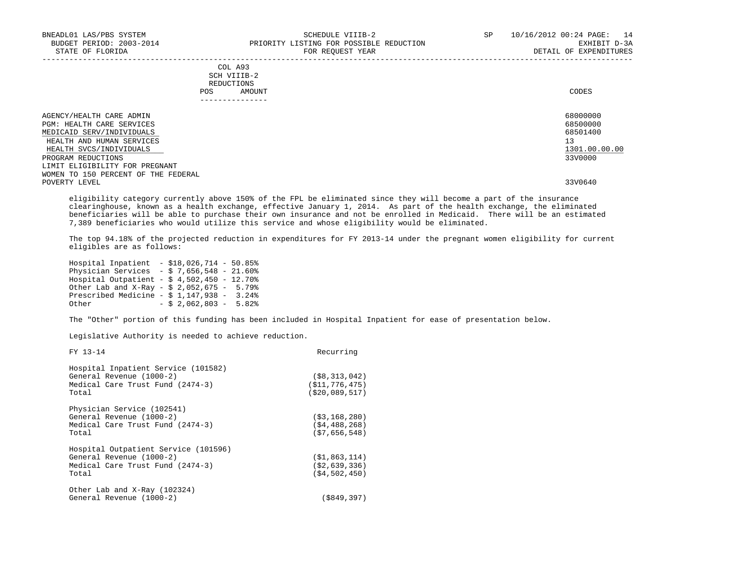| | COL A93 SCH VIIIB-2 REDUCTIONS POS AMOUNT | CODES |
|---|---|---|
| AGENCY/HEALTH CARE ADMIN | | 68000000 |
| PGM: HEALTH CARE SERVICES | | 68500000 |
| MEDICAID SERV/INDIVIDUALS | | 68501400 |
| HEALTH AND HUMAN SERVICES | | 13 |
| HEALTH SVCS/INDIVIDUALS | | 1301.00.00.00 |
| PROGRAM REDUCTIONS | | 33V0000 |
| LIMIT ELIGIBILITY FOR PREGNANT WOMEN TO 150 PERCENT OF THE FEDERAL POVERTY LEVEL | | 33V0640 |

eligibility category currently above 150% of the FPL be eliminated since they will become a part of the insurance clearinghouse, known as a health exchange, effective January 1, 2014. As part of the health exchange, the eliminated beneficiaries will be able to purchase their own insurance and not be enrolled in Medicaid. There will be an estimated 7,389 beneficiaries who would utilize this service and whose eligibility would be eliminated.

The top 94.18% of the projected reduction in expenditures for FY 2013-14 under the pregnant women eligibility for current eligibles are as follows:

- Hospital Inpatient - $18,026,714 - 50.85%
- Physician Services - $ 7,656,548 - 21.60%
- Hospital Outpatient - $ 4,502,450 - 12.70%
- Other Lab and X-Ray - $ 2,052,675 - 5.79%
- Prescribed Medicine - $ 1,147,938 - 3.24%
- Other - $ 2,062,803 - 5.82%

The "Other" portion of this funding has been included in Hospital Inpatient for ease of presentation below.

Legislative Authority is needed to achieve reduction.

| FY 13-14 | Recurring |
|---|---|
| **Hospital Inpatient Service (101582)** | |
| General Revenue (1000-2) | ($8,313,042) |
| Medical Care Trust Fund (2474-3) | ($11,776,475) |
| Total | ($20,089,517) |
| **Physician Service (102541)** | |
| General Revenue (1000-2) | ($3,168,280) |
| Medical Care Trust Fund (2474-3) | ($4,488,268) |
| Total | ($7,656,548) |
| **Hospital Outpatient Service (101596)** | |
| General Revenue (1000-2) | ($1,863,114) |
| Medical Care Trust Fund (2474-3) | ($2,639,336) |
| Total | ($4,502,450) |
| **Other Lab and X-Ray (102324)** | |
| General Revenue (1000-2) | ($849,397) |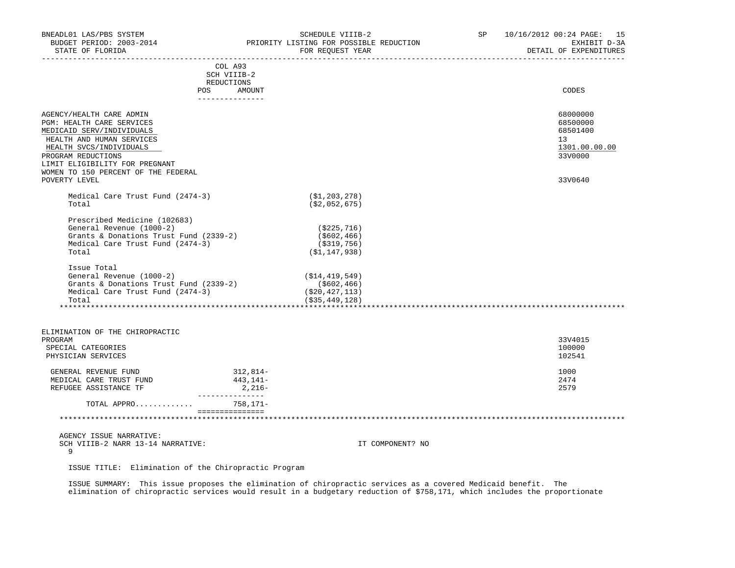BNEADL01 LAS/PBS SYSTEM — SCHEDULE VIIIB-2 — SP 10/16/2012 00:24
BUDGET PERIOD: 2003-2014 — PRIORITY LISTING FOR POSSIBLE REDUCTION — EXHIBIT D-3A
STATE OF FLORIDA — FOR REQUEST YEAR — DETAIL OF EXPENDITURES

| | COL A93 SCH VIIIB-2 REDUCTIONS POS | AMOUNT | | CODES |
|---|---|---|---|---|
| AGENCY/HEALTH CARE ADMIN | | | | 68000000 |
| PGM: HEALTH CARE SERVICES | | | | 68500000 |
| MEDICAID SERV/INDIVIDUALS | | | | 68501400 |
| HEALTH AND HUMAN SERVICES | | | | 13 |
| HEALTH SVCS/INDIVIDUALS | | | | 1301.00.00.00 |
| PROGRAM REDUCTIONS | | | | 33V0000 |
| LIMIT ELIGIBILITY FOR PREGNANT WOMEN TO 150 PERCENT OF THE FEDERAL POVERTY LEVEL | | | | 33V0640 |
| Medical Care Trust Fund (2474-3) | | | ($1,203,278) | |
| Total | | | ($2,052,675) | |
| Prescribed Medicine (102683) | | | | |
| General Revenue (1000-2) | | | ($225,716) | |
| Grants & Donations Trust Fund (2339-2) | | | ($602,466) | |
| Medical Care Trust Fund (2474-3) | | | ($319,756) | |
| Total | | | ($1,147,938) | |
| Issue Total | | | | |
| General Revenue (1000-2) | | | ($14,419,549) | |
| Grants & Donations Trust Fund (2339-2) | | | ($602,466) | |
| Medical Care Trust Fund (2474-3) | | | ($20,427,113) | |
| Total | | | ($35,449,128) | |

| | POS | AMOUNT | CODES |
|---|---|---|---|
| ELIMINATION OF THE CHIROPRACTIC PROGRAM | | | 33V4015 |
| SPECIAL CATEGORIES | | | 100000 |
| PHYSICIAN SERVICES | | | 102541 |
| GENERAL REVENUE FUND | | 312,814- | 1000 |
| MEDICAL CARE TRUST FUND | | 443,141- | 2474 |
| REFUGEE ASSISTANCE TF | | 2,216- | 2579 |
| TOTAL APPRO............ | | 758,171- | |

AGENCY ISSUE NARRATIVE:
SCH VIIIB-2 NARR 13-14 NARRATIVE: IT COMPONENT? NO
9

ISSUE TITLE: Elimination of the Chiropractic Program

ISSUE SUMMARY: This issue proposes the elimination of chiropractic services as a covered Medicaid benefit. The elimination of chiropractic services would result in a budgetary reduction of $758,171, which includes the proportionate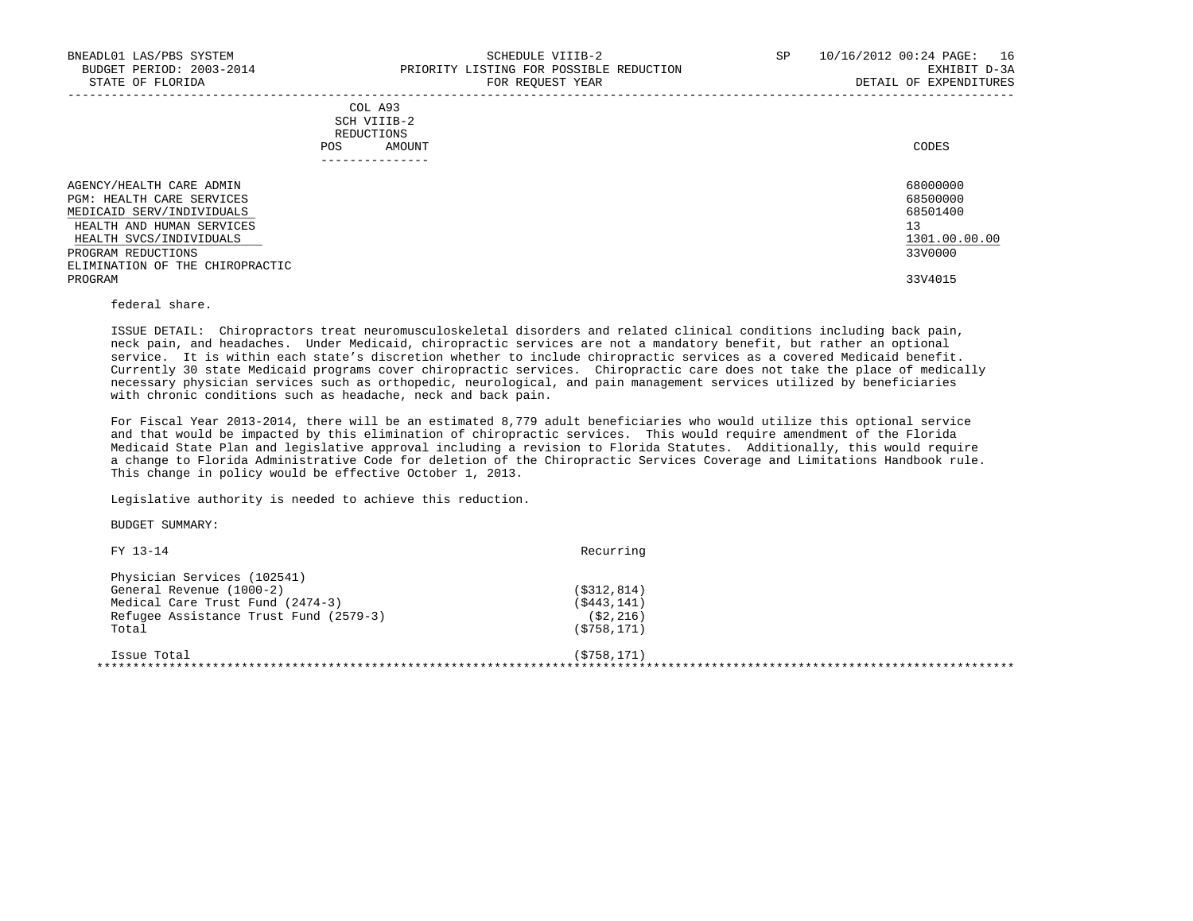| | COL A93 SCH VIIIB-2 REDUCTIONS POS AMOUNT | CODES |
|---|---|---|
| AGENCY/HEALTH CARE ADMIN | | 68000000 |
| PGM: HEALTH CARE SERVICES | | 68500000 |
| MEDICAID SERV/INDIVIDUALS | | 68501400 |
| HEALTH AND HUMAN SERVICES | | 13 |
| HEALTH SVCS/INDIVIDUALS | | 1301.00.00.00 |
| PROGRAM REDUCTIONS | | 33V0000 |
| ELIMINATION OF THE CHIROPRACTIC PROGRAM | | 33V4015 |

federal share.

ISSUE DETAIL: Chiropractors treat neuromusculoskeletal disorders and related clinical conditions including back pain, neck pain, and headaches. Under Medicaid, chiropractic services are not a mandatory benefit, but rather an optional service. It is within each state's discretion whether to include chiropractic services as a covered Medicaid benefit. Currently 30 state Medicaid programs cover chiropractic services. Chiropractic care does not take the place of medically necessary physician services such as orthopedic, neurological, and pain management services utilized by beneficiaries with chronic conditions such as headache, neck and back pain.

For Fiscal Year 2013-2014, there will be an estimated 8,779 adult beneficiaries who would utilize this optional service and that would be impacted by this elimination of chiropractic services. This would require amendment of the Florida Medicaid State Plan and legislative approval including a revision to Florida Statutes. Additionally, this would require a change to Florida Administrative Code for deletion of the Chiropractic Services Coverage and Limitations Handbook rule. This change in policy would be effective October 1, 2013.

Legislative authority is needed to achieve this reduction.

BUDGET SUMMARY:

| FY 13-14 | Recurring |
|---|---|
| Physician Services (102541) | |
| General Revenue (1000-2) | ($312,814) |
| Medical Care Trust Fund (2474-3) | ($443,141) |
| Refugee Assistance Trust Fund (2579-3) | ($2,216) |
| Total | ($758,171) |
| | |
| Issue Total | ($758,171) |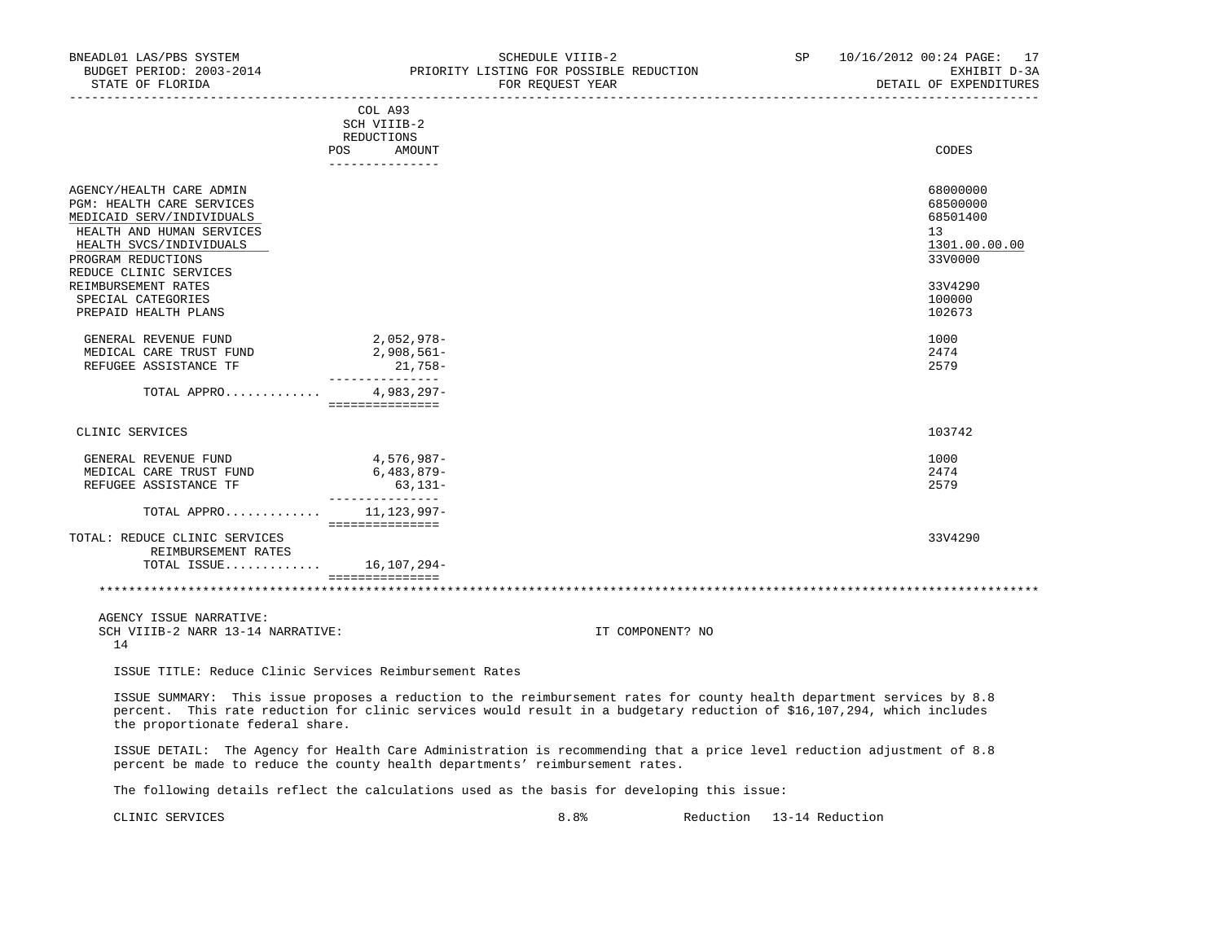BNEADL01 LAS/PBS SYSTEM — SCHEDULE VIIIB-2 — PRIORITY LISTING FOR POSSIBLE REDUCTION — FOR REQUEST YEAR
BUDGET PERIOD: 2003-2014 — SP 10/16/2012 00:24 — EXHIBIT D-3A
STATE OF FLORIDA — DETAIL OF EXPENDITURES

| | COL A93 SCH VIIIB-2 REDUCTIONS POS | AMOUNT | CODES |
|---|---|---|---|
| AGENCY/HEALTH CARE ADMIN | | | 68000000 |
| PGM: HEALTH CARE SERVICES | | | 68500000 |
| MEDICAID SERV/INDIVIDUALS | | | 68501400 |
| HEALTH AND HUMAN SERVICES | | | 13 |
| HEALTH SVCS/INDIVIDUALS | | | 1301.00.00.00 |
| PROGRAM REDUCTIONS | | | 33V0000 |
| REDUCE CLINIC SERVICES REIMBURSEMENT RATES | | | 33V4290 |
| SPECIAL CATEGORIES | | | 100000 |
| PREPAID HEALTH PLANS | | | 102673 |
| GENERAL REVENUE FUND | | 2,052,978- | 1000 |
| MEDICAL CARE TRUST FUND | | 2,908,561- | 2474 |
| REFUGEE ASSISTANCE TF | | 21,758- | 2579 |
| TOTAL APPRO............ | | 4,983,297- | |
| CLINIC SERVICES | | | 103742 |
| GENERAL REVENUE FUND | | 4,576,987- | 1000 |
| MEDICAL CARE TRUST FUND | | 6,483,879- | 2474 |
| REFUGEE ASSISTANCE TF | | 63,131- | 2579 |
| TOTAL APPRO............ | | 11,123,997- | |
| TOTAL: REDUCE CLINIC SERVICES REIMBURSEMENT RATES | | | 33V4290 |
| TOTAL ISSUE............ | | 16,107,294- | |

AGENCY ISSUE NARRATIVE:
SCH VIIIB-2 NARR 13-14 NARRATIVE: IT COMPONENT? NO
14

ISSUE TITLE: Reduce Clinic Services Reimbursement Rates

ISSUE SUMMARY: This issue proposes a reduction to the reimbursement rates for county health department services by 8.8 percent. This rate reduction for clinic services would result in a budgetary reduction of $16,107,294, which includes the proportionate federal share.

ISSUE DETAIL: The Agency for Health Care Administration is recommending that a price level reduction adjustment of 8.8 percent be made to reduce the county health departments' reimbursement rates.

The following details reflect the calculations used as the basis for developing this issue:

| CLINIC SERVICES | 8.8% | Reduction | 13-14 Reduction |
|---|---|---|---|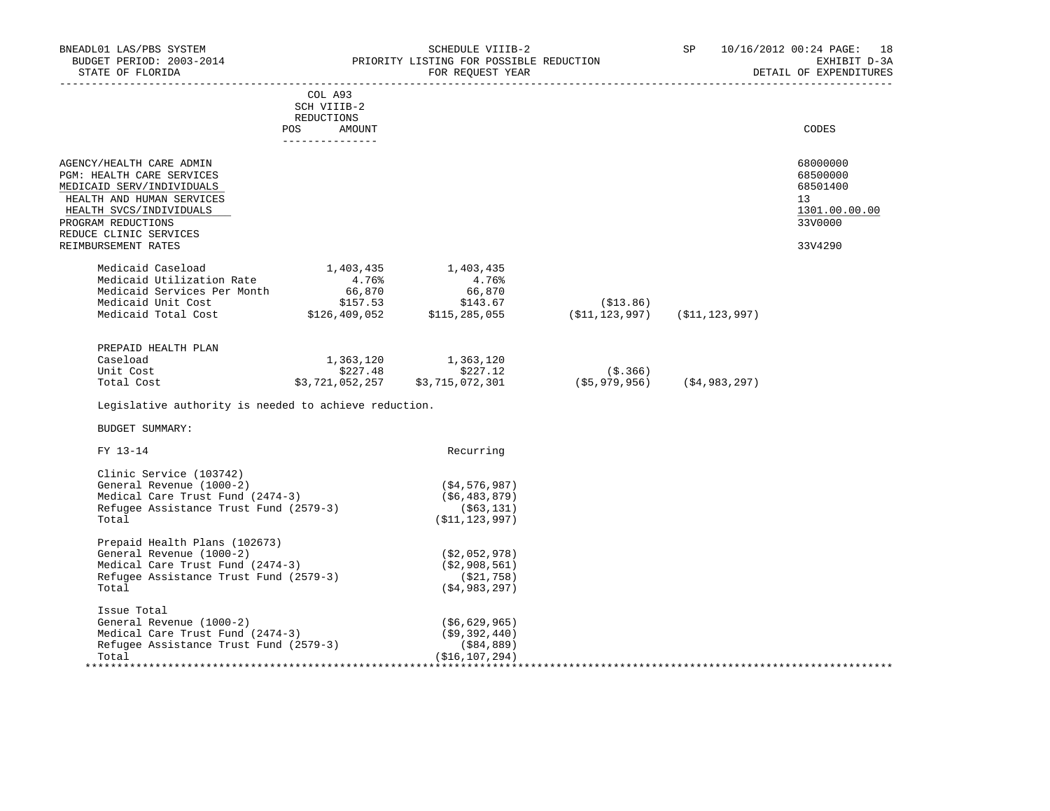BNEADL01 LAS/PBS SYSTEM | SCHEDULE VIIIB-2 | SP 10/16/2012 00:24 PAGE: 18
BUDGET PERIOD: 2003-2014 | PRIORITY LISTING FOR POSSIBLE REDUCTION | EXHIBIT D-3A
STATE OF FLORIDA | FOR REQUEST YEAR | DETAIL OF EXPENDITURES

| | COL A93 SCH VIIIB-2 REDUCTIONS POS AMOUNT | CODES |
|---|---|---|
| AGENCY/HEALTH CARE ADMIN | | 68000000 |
| PGM: HEALTH CARE SERVICES | | 68500000 |
| MEDICAID SERV/INDIVIDUALS | | 68501400 |
| HEALTH AND HUMAN SERVICES | | 13 |
| HEALTH SVCS/INDIVIDUALS | | 1301.00.00.00 |
| PROGRAM REDUCTIONS | | 33V0000 |
| REDUCE CLINIC SERVICES REIMBURSEMENT RATES | | 33V4290 |

| | | | | |
|---|---|---|---|---|
| Medicaid Caseload | 1,403,435 | 1,403,435 | | |
| Medicaid Utilization Rate | 4.76% | 4.76% | | |
| Medicaid Services Per Month | 66,870 | 66,870 | | |
| Medicaid Unit Cost | $157.53 | $143.67 | ($13.86) | |
| Medicaid Total Cost | $126,409,052 | $115,285,055 | ($11,123,997) | ($11,123,997) |

| PREPAID HEALTH PLAN | | | | |
|---|---|---|---|---|
| Caseload | 1,363,120 | 1,363,120 | | |
| Unit Cost | $227.48 | $227.12 | ($.366) | |
| Total Cost | $3,721,052,257 | $3,715,072,301 | ($5,979,956) | ($4,983,297) |

Legislative authority is needed to achieve reduction.

BUDGET SUMMARY:

| FY 13-14 | Recurring |
|---|---|
| **Clinic Service (103742)** | |
| General Revenue (1000-2) | ($4,576,987) |
| Medical Care Trust Fund (2474-3) | ($6,483,879) |
| Refugee Assistance Trust Fund (2579-3) | ($63,131) |
| Total | ($11,123,997) |
| **Prepaid Health Plans (102673)** | |
| General Revenue (1000-2) | ($2,052,978) |
| Medical Care Trust Fund (2474-3) | ($2,908,561) |
| Refugee Assistance Trust Fund (2579-3) | ($21,758) |
| Total | ($4,983,297) |
| **Issue Total** | |
| General Revenue (1000-2) | ($6,629,965) |
| Medical Care Trust Fund (2474-3) | ($9,392,440) |
| Refugee Assistance Trust Fund (2579-3) | ($84,889) |
| Total | ($16,107,294) |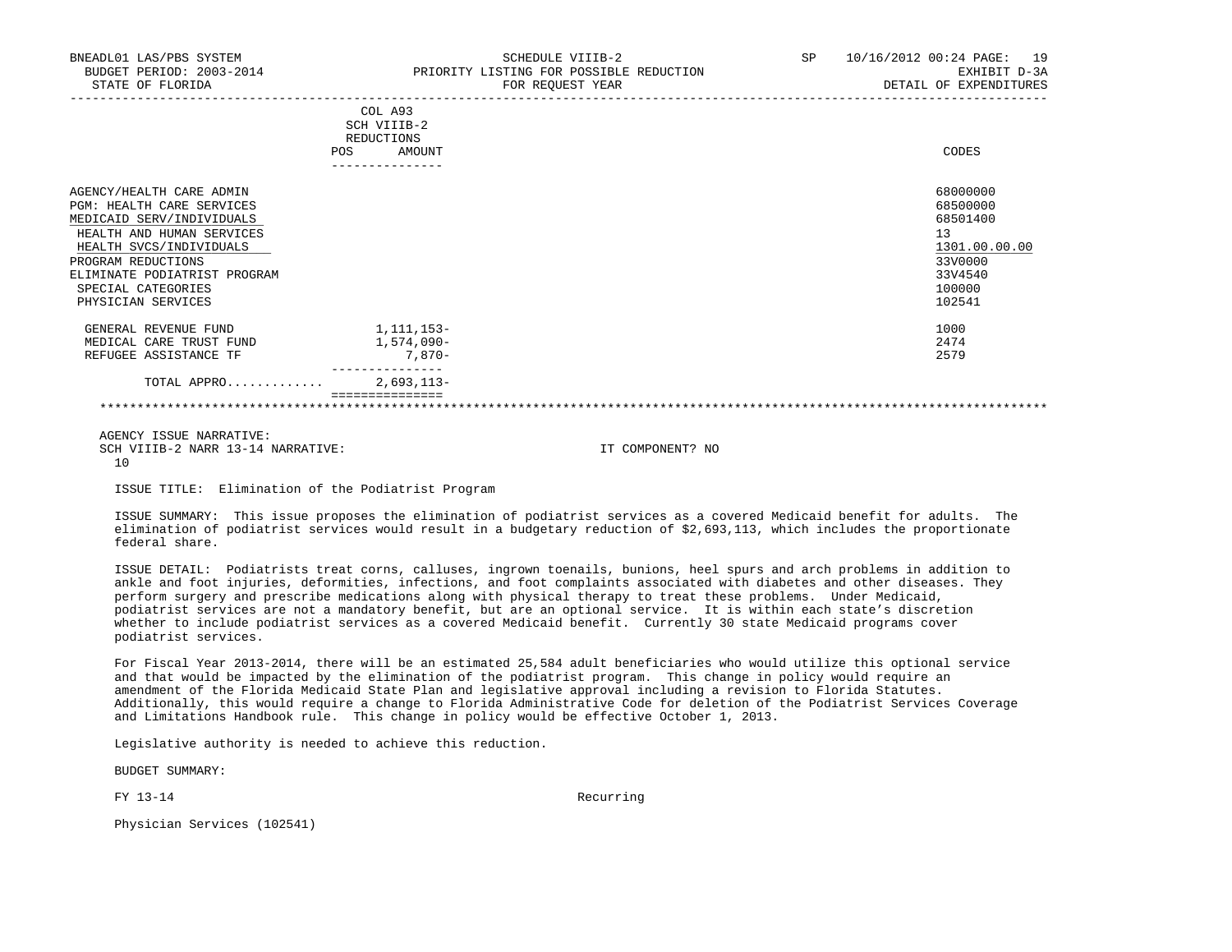| | COL A93 SCH VIIIB-2 REDUCTIONS POS AMOUNT | CODES |
|---|---|---|
| AGENCY/HEALTH CARE ADMIN | | 68000000 |
| PGM: HEALTH CARE SERVICES | | 68500000 |
| MEDICAID SERV/INDIVIDUALS | | 68501400 |
| HEALTH AND HUMAN SERVICES | | 13 |
| HEALTH SVCS/INDIVIDUALS | | 1301.00.00.00 |
| PROGRAM REDUCTIONS | | 33V0000 |
| ELIMINATE PODIATRIST PROGRAM | | 33V4540 |
| SPECIAL CATEGORIES | | 100000 |
| PHYSICIAN SERVICES | | 102541 |
| GENERAL REVENUE FUND | 1,111,153- | 1000 |
| MEDICAL CARE TRUST FUND | 1,574,090- | 2474 |
| REFUGEE ASSISTANCE TF | 7,870- | 2579 |
| TOTAL APPRO............ | 2,693,113- | |

AGENCY ISSUE NARRATIVE:
SCH VIIIB-2 NARR 13-14 NARRATIVE: IT COMPONENT? NO
10

ISSUE TITLE: Elimination of the Podiatrist Program

ISSUE SUMMARY: This issue proposes the elimination of podiatrist services as a covered Medicaid benefit for adults. The elimination of podiatrist services would result in a budgetary reduction of $2,693,113, which includes the proportionate federal share.

ISSUE DETAIL: Podiatrists treat corns, calluses, ingrown toenails, bunions, heel spurs and arch problems in addition to ankle and foot injuries, deformities, infections, and foot complaints associated with diabetes and other diseases. They perform surgery and prescribe medications along with physical therapy to treat these problems. Under Medicaid, podiatrist services are not a mandatory benefit, but are an optional service. It is within each state's discretion whether to include podiatrist services as a covered Medicaid benefit. Currently 30 state Medicaid programs cover podiatrist services.

For Fiscal Year 2013-2014, there will be an estimated 25,584 adult beneficiaries who would utilize this optional service and that would be impacted by the elimination of the podiatrist program. This change in policy would require an amendment of the Florida Medicaid State Plan and legislative approval including a revision to Florida Statutes. Additionally, this would require a change to Florida Administrative Code for deletion of the Podiatrist Services Coverage and Limitations Handbook rule. This change in policy would be effective October 1, 2013.

Legislative authority is needed to achieve this reduction.

BUDGET SUMMARY:

FY 13-14 Recurring

Physician Services (102541)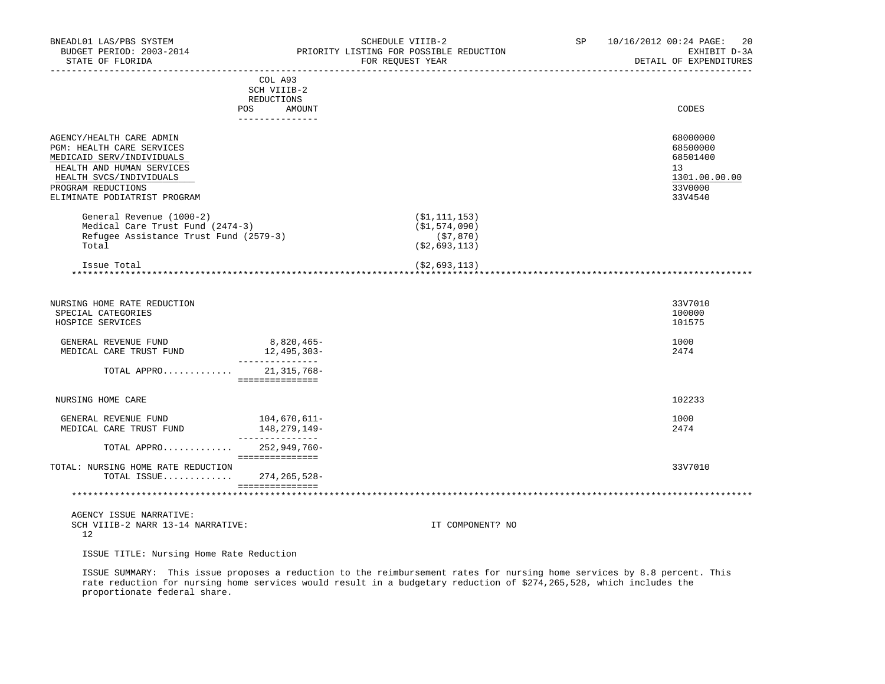| | COL A93 SCH VIIIB-2 REDUCTIONS POS AMOUNT | | CODES |
|---|---|---|---|
| AGENCY/HEALTH CARE ADMIN | | | 68000000 |
| PGM: HEALTH CARE SERVICES | | | 68500000 |
| MEDICAID SERV/INDIVIDUALS | | | 68501400 |
| HEALTH AND HUMAN SERVICES | | | 13 |
| HEALTH SVCS/INDIVIDUALS | | | 1301.00.00.00 |
| PROGRAM REDUCTIONS | | | 33V0000 |
| ELIMINATE PODIATRIST PROGRAM | | | 33V4540 |
| General Revenue (1000-2) | | ($1,111,153) | |
| Medical Care Trust Fund (2474-3) | | ($1,574,090) | |
| Refugee Assistance Trust Fund (2579-3) | | ($7,870) | |
| Total | | ($2,693,113) | |
| Issue Total | | ($2,693,113) | |
| NURSING HOME RATE REDUCTION | | | 33V7010 |
| SPECIAL CATEGORIES | | | 100000 |
| HOSPICE SERVICES | | | 101575 |
| GENERAL REVENUE FUND | 8,820,465- | | 1000 |
| MEDICAL CARE TRUST FUND | 12,495,303- | | 2474 |
| TOTAL APPRO............ | 21,315,768- | | |
| NURSING HOME CARE | | | 102233 |
| GENERAL REVENUE FUND | 104,670,611- | | 1000 |
| MEDICAL CARE TRUST FUND | 148,279,149- | | 2474 |
| TOTAL APPRO............ | 252,949,760- | | |
| TOTAL: NURSING HOME RATE REDUCTION | | | 33V7010 |
| TOTAL ISSUE............ | 274,265,528- | | |

AGENCY ISSUE NARRATIVE:
SCH VIIIB-2 NARR 13-14 NARRATIVE: IT COMPONENT? NO
12

ISSUE TITLE: Nursing Home Rate Reduction

ISSUE SUMMARY: This issue proposes a reduction to the reimbursement rates for nursing home services by 8.8 percent. This rate reduction for nursing home services would result in a budgetary reduction of $274,265,528, which includes the proportionate federal share.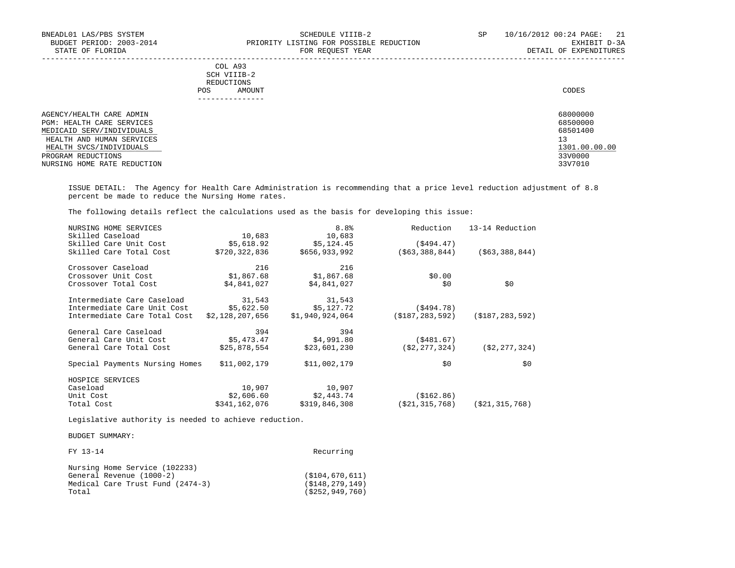COL A93
SCH VIIIB-2
REDUCTIONS

| | POS | AMOUNT | CODES |
|---|---|---|---|
| AGENCY/HEALTH CARE ADMIN | | | 68000000 |
| PGM: HEALTH CARE SERVICES | | | 68500000 |
| MEDICAID SERV/INDIVIDUALS | | | 68501400 |
| HEALTH AND HUMAN SERVICES | | | 13 |
| HEALTH SVCS/INDIVIDUALS | | | 1301.00.00.00 |
| PROGRAM REDUCTIONS | | | 33V0000 |
| NURSING HOME RATE REDUCTION | | | 33V7010 |

ISSUE DETAIL: The Agency for Health Care Administration is recommending that a price level reduction adjustment of 8.8 percent be made to reduce the Nursing Home rates.

The following details reflect the calculations used as the basis for developing this issue:

| NURSING HOME SERVICES | | 8.8% | Reduction | 13-14 Reduction |
|---|---|---|---|---|
| Skilled Caseload | 10,683 | 10,683 | | |
| Skilled Care Unit Cost | $5,618.92 | $5,124.45 | ($494.47) | |
| Skilled Care Total Cost | $720,322,836 | $656,933,992 | ($63,388,844) | ($63,388,844) |
| | | | | |
| Crossover Caseload | 216 | 216 | | |
| Crossover Unit Cost | $1,867.68 | $1,867.68 | $0.00 | |
| Crossover Total Cost | $4,841,027 | $4,841,027 | $0 | $0 |
| | | | | |
| Intermediate Care Caseload | 31,543 | 31,543 | | |
| Intermediate Care Unit Cost | $5,622.50 | $5,127.72 | ($494.78) | |
| Intermediate Care Total Cost | $2,128,207,656 | $1,940,924,064 | ($187,283,592) | ($187,283,592) |
| | | | | |
| General Care Caseload | 394 | 394 | | |
| General Care Unit Cost | $5,473.47 | $4,991.80 | ($481.67) | |
| General Care Total Cost | $25,878,554 | $23,601,230 | ($2,277,324) | ($2,277,324) |
| | | | | |
| Special Payments Nursing Homes | $11,002,179 | $11,002,179 | $0 | $0 |
| | | | | |
| HOSPICE SERVICES | | | | |
| Caseload | 10,907 | 10,907 | | |
| Unit Cost | $2,606.60 | $2,443.74 | ($162.86) | |
| Total Cost | $341,162,076 | $319,846,308 | ($21,315,768) | ($21,315,768) |

Legislative authority is needed to achieve reduction.

BUDGET SUMMARY:

| FY 13-14 | Recurring |
|---|---|
| Nursing Home Service (102233) | |
| General Revenue (1000-2) | ($104,670,611) |
| Medical Care Trust Fund (2474-3) | ($148,279,149) |
| Total | ($252,949,760) |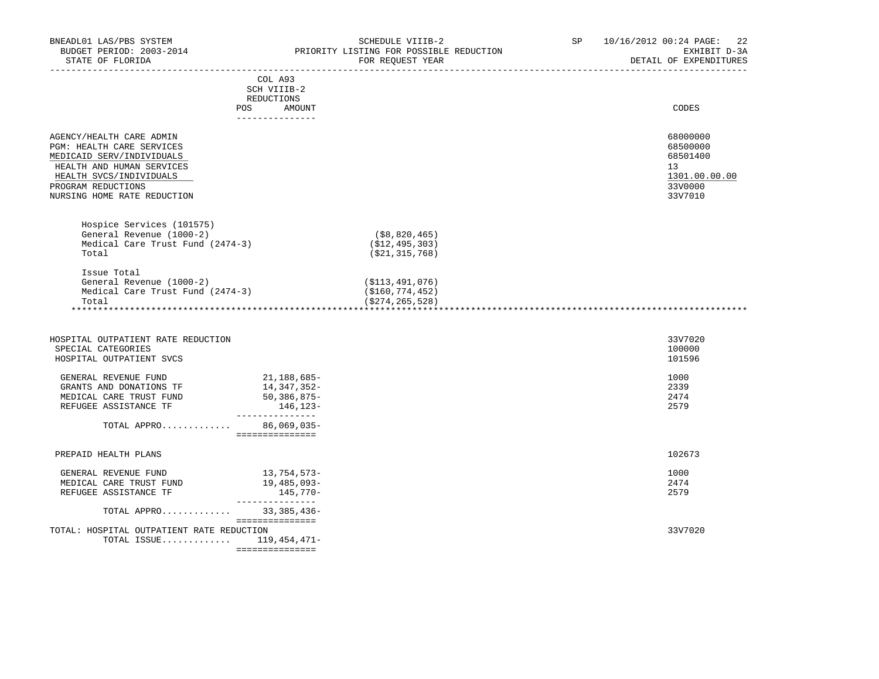BNEADL01 LAS/PBS SYSTEM — SCHEDULE VIIIB-2 — SP 10/16/2012 00:24
BUDGET PERIOD: 2003-2014 — PRIORITY LISTING FOR POSSIBLE REDUCTION — EXHIBIT D-3A
STATE OF FLORIDA — FOR REQUEST YEAR — DETAIL OF EXPENDITURES

| | COL A93 SCH VIIIB-2 REDUCTIONS POS AMOUNT | | CODES |
|---|---|---|---|
| AGENCY/HEALTH CARE ADMIN | | | 68000000 |
| PGM: HEALTH CARE SERVICES | | | 68500000 |
| MEDICAID SERV/INDIVIDUALS | | | 68501400 |
| HEALTH AND HUMAN SERVICES | | | 13 |
| HEALTH SVCS/INDIVIDUALS | | | 1301.00.00.00 |
| PROGRAM REDUCTIONS | | | 33V0000 |
| NURSING HOME RATE REDUCTION | | | 33V7010 |
| Hospice Services (101575) | | | |
| General Revenue (1000-2) | | ($8,820,465) | |
| Medical Care Trust Fund (2474-3) | | ($12,495,303) | |
| Total | | ($21,315,768) | |
| Issue Total | | | |
| General Revenue (1000-2) | | ($113,491,076) | |
| Medical Care Trust Fund (2474-3) | | ($160,774,452) | |
| Total | | ($274,265,528) | |

***

| | COL A93 SCH VIIIB-2 REDUCTIONS POS AMOUNT | CODES |
|---|---|---|
| HOSPITAL OUTPATIENT RATE REDUCTION | | 33V7020 |
| SPECIAL CATEGORIES | | 100000 |
| HOSPITAL OUTPATIENT SVCS | | 101596 |
| GENERAL REVENUE FUND | 21,188,685- | 1000 |
| GRANTS AND DONATIONS TF | 14,347,352- | 2339 |
| MEDICAL CARE TRUST FUND | 50,386,875- | 2474 |
| REFUGEE ASSISTANCE TF | 146,123- | 2579 |
| TOTAL APPRO............. | 86,069,035- | |
| PREPAID HEALTH PLANS | | 102673 |
| GENERAL REVENUE FUND | 13,754,573- | 1000 |
| MEDICAL CARE TRUST FUND | 19,485,093- | 2474 |
| REFUGEE ASSISTANCE TF | 145,770- | 2579 |
| TOTAL APPRO............. | 33,385,436- | |
| TOTAL: HOSPITAL OUTPATIENT RATE REDUCTION | | 33V7020 |
| TOTAL ISSUE............. | 119,454,471- | |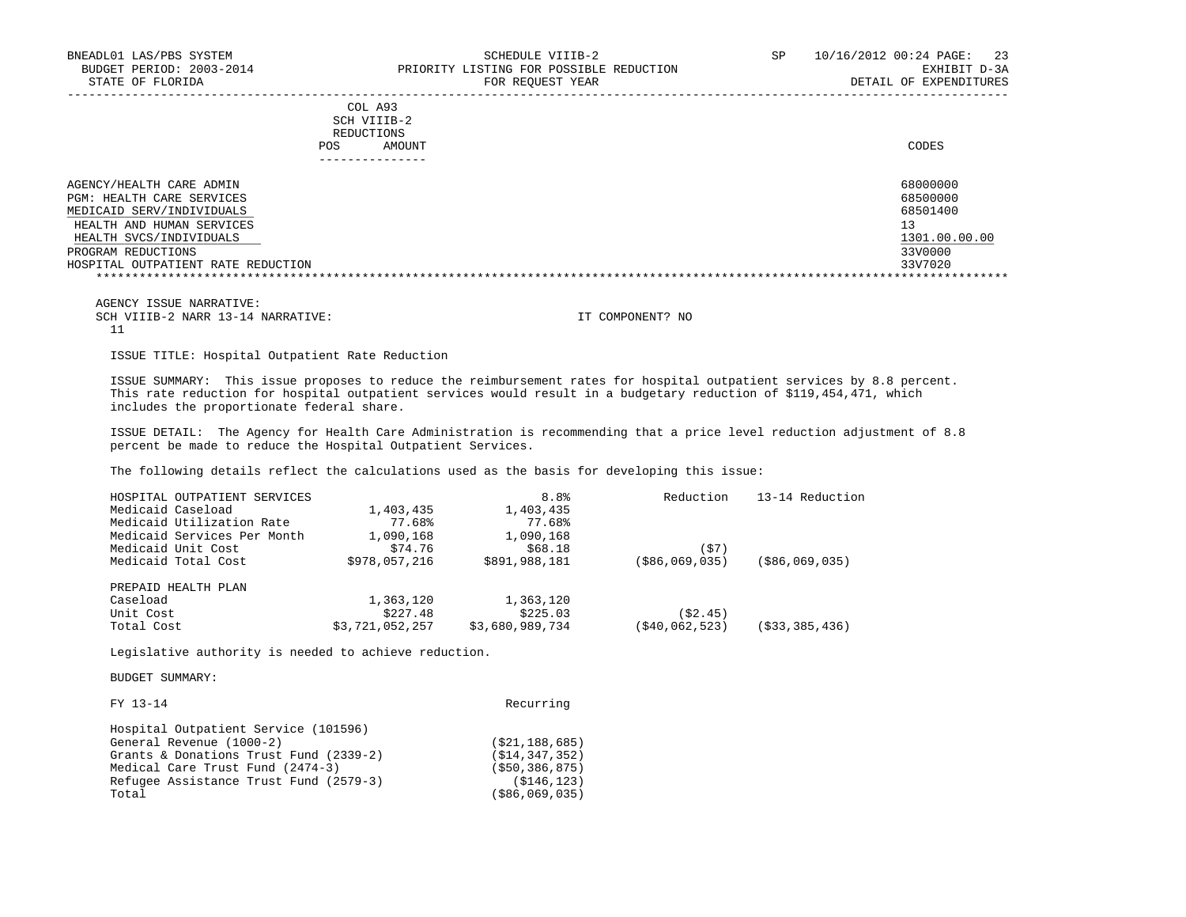| COL A93 SCH VIIIB-2 REDUCTIONS | | CODES |
|---|---|---|
| POS | AMOUNT | |

AGENCY/HEALTH CARE ADMIN 68000000
PGM: HEALTH CARE SERVICES 68500000
MEDICAID SERV/INDIVIDUALS 68501400
HEALTH AND HUMAN SERVICES 13
HEALTH SVCS/INDIVIDUALS 1301.00.00.00
PROGRAM REDUCTIONS 33V0000
HOSPITAL OUTPATIENT RATE REDUCTION 33V7020

AGENCY ISSUE NARRATIVE:
SCH VIIIB-2 NARR 13-14 NARRATIVE: IT COMPONENT? NO
11

ISSUE TITLE: Hospital Outpatient Rate Reduction

ISSUE SUMMARY: This issue proposes to reduce the reimbursement rates for hospital outpatient services by 8.8 percent. This rate reduction for hospital outpatient services would result in a budgetary reduction of $119,454,471, which includes the proportionate federal share.

ISSUE DETAIL: The Agency for Health Care Administration is recommending that a price level reduction adjustment of 8.8 percent be made to reduce the Hospital Outpatient Services.

The following details reflect the calculations used as the basis for developing this issue:

| HOSPITAL OUTPATIENT SERVICES | | 8.8% | Reduction | 13-14 Reduction |
|---|---|---|---|---|
| Medicaid Caseload | 1,403,435 | 1,403,435 | | |
| Medicaid Utilization Rate | 77.68% | 77.68% | | |
| Medicaid Services Per Month | 1,090,168 | 1,090,168 | | |
| Medicaid Unit Cost | $74.76 | $68.18 | ($7) | |
| Medicaid Total Cost | $978,057,216 | $891,988,181 | ($86,069,035) | ($86,069,035) |
| | | | | |
| PREPAID HEALTH PLAN | | | | |
| Caseload | 1,363,120 | 1,363,120 | | |
| Unit Cost | $227.48 | $225.03 | ($2.45) | |
| Total Cost | $3,721,052,257 | $3,680,989,734 | ($40,062,523) | ($33,385,436) |

Legislative authority is needed to achieve reduction.

BUDGET SUMMARY:

| FY 13-14 | Recurring |
|---|---|
| Hospital Outpatient Service (101596) | |
| General Revenue (1000-2) | ($21,188,685) |
| Grants & Donations Trust Fund (2339-2) | ($14,347,352) |
| Medical Care Trust Fund (2474-3) | ($50,386,875) |
| Refugee Assistance Trust Fund (2579-3) | ($146,123) |
| Total | ($86,069,035) |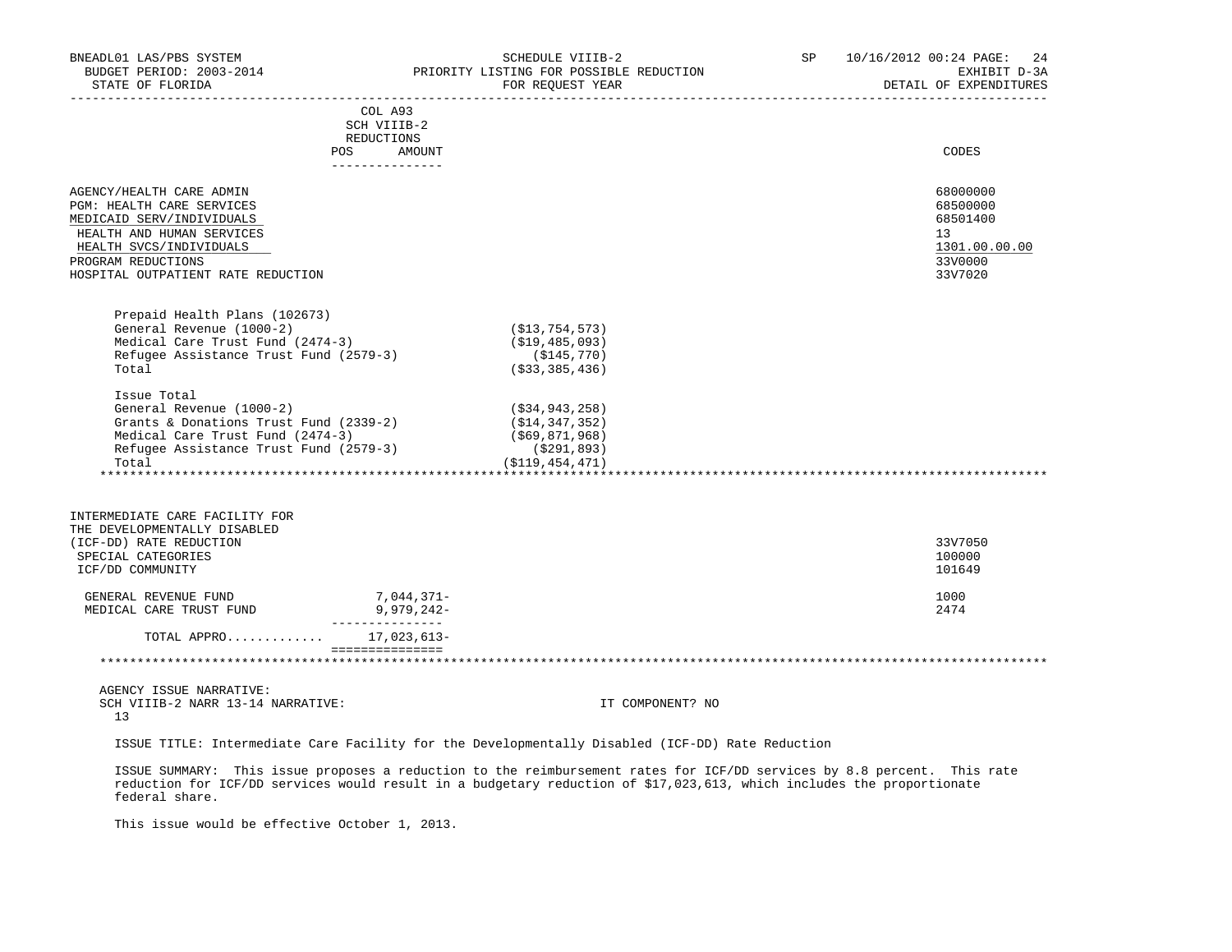BNEADL01 LAS/PBS SYSTEM | SCHEDULE VIIIB-2 | SP 10/16/2012 00:24 PAGE: 24
BUDGET PERIOD: 2003-2014 | PRIORITY LISTING FOR POSSIBLE REDUCTION | EXHIBIT D-3A
STATE OF FLORIDA | FOR REQUEST YEAR | DETAIL OF EXPENDITURES

| | COL A93 SCH VIIIB-2 REDUCTIONS POS AMOUNT | | CODES |
|---|---|---|---|
| AGENCY/HEALTH CARE ADMIN | | | 68000000 |
| PGM: HEALTH CARE SERVICES | | | 68500000 |
| MEDICAID SERV/INDIVIDUALS | | | 68501400 |
| HEALTH AND HUMAN SERVICES | | | 13 |
| HEALTH SVCS/INDIVIDUALS | | | 1301.00.00.00 |
| PROGRAM REDUCTIONS | | | 33V0000 |
| HOSPITAL OUTPATIENT RATE REDUCTION | | | 33V7020 |

Prepaid Health Plans (102673)

| | |
|---|---|
| General Revenue (1000-2) | ($13,754,573) |
| Medical Care Trust Fund (2474-3) | ($19,485,093) |
| Refugee Assistance Trust Fund (2579-3) | ($145,770) |
| Total | ($33,385,436) |

Issue Total

| | |
|---|---|
| General Revenue (1000-2) | ($34,943,258) |
| Grants & Donations Trust Fund (2339-2) | ($14,347,352) |
| Medical Care Trust Fund (2474-3) | ($69,871,968) |
| Refugee Assistance Trust Fund (2579-3) | ($291,893) |
| Total | ($119,454,471) |

| | POS AMOUNT | CODES |
|---|---|---|
| INTERMEDIATE CARE FACILITY FOR THE DEVELOPMENTALLY DISABLED (ICF-DD) RATE REDUCTION | | 33V7050 |
| SPECIAL CATEGORIES | | 100000 |
| ICF/DD COMMUNITY | | 101649 |
| GENERAL REVENUE FUND | 7,044,371- | 1000 |
| MEDICAL CARE TRUST FUND | 9,979,242- | 2474 |
| TOTAL APPRO............. | 17,023,613- | |

AGENCY ISSUE NARRATIVE:
SCH VIIIB-2 NARR 13-14 NARRATIVE: IT COMPONENT? NO
13

ISSUE TITLE: Intermediate Care Facility for the Developmentally Disabled (ICF-DD) Rate Reduction

ISSUE SUMMARY: This issue proposes a reduction to the reimbursement rates for ICF/DD services by 8.8 percent. This rate reduction for ICF/DD services would result in a budgetary reduction of $17,023,613, which includes the proportionate federal share.

This issue would be effective October 1, 2013.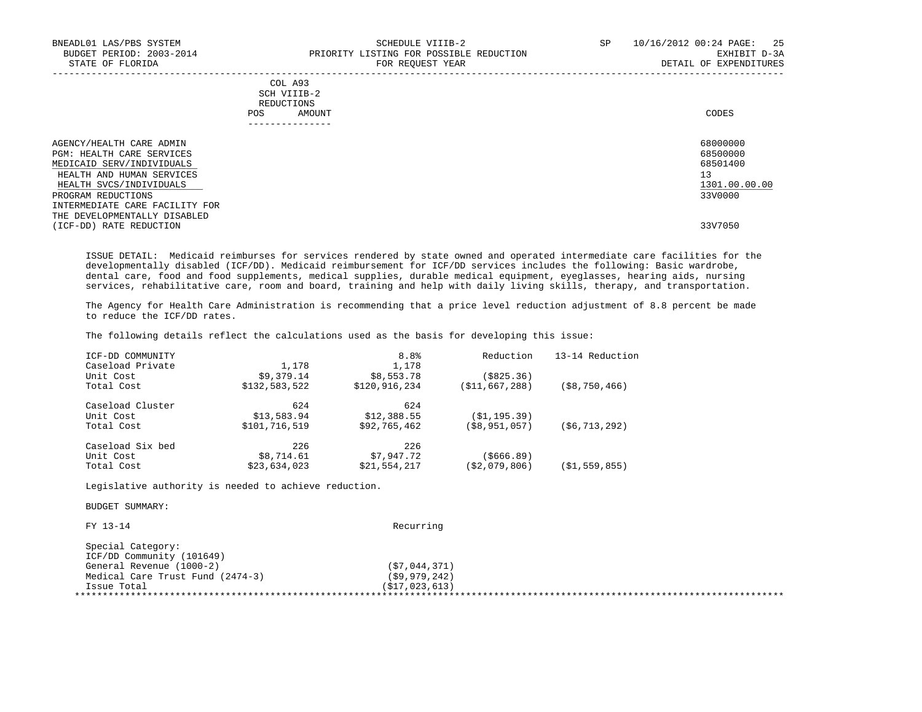BNEADL01 LAS/PBS SYSTEM — SCHEDULE VIIIB-2 — SP 10/16/2012 00:24

BUDGET PERIOD: 2003-2014 — PRIORITY LISTING FOR POSSIBLE REDUCTION — EXHIBIT D-3A

STATE OF FLORIDA — FOR REQUEST YEAR — DETAIL OF EXPENDITURES

| | COL A93 SCH VIIIB-2 REDUCTIONS POS AMOUNT | CODES |
|---|---|---|
| AGENCY/HEALTH CARE ADMIN | | 68000000 |
| PGM: HEALTH CARE SERVICES | | 68500000 |
| MEDICAID SERV/INDIVIDUALS | | 68501400 |
| HEALTH AND HUMAN SERVICES | | 13 |
| HEALTH SVCS/INDIVIDUALS | | 1301.00.00.00 |
| PROGRAM REDUCTIONS | | 33V0000 |
| INTERMEDIATE CARE FACILITY FOR THE DEVELOPMENTALLY DISABLED (ICF-DD) RATE REDUCTION | | 33V7050 |

ISSUE DETAIL: Medicaid reimburses for services rendered by state owned and operated intermediate care facilities for the developmentally disabled (ICF/DD). Medicaid reimbursement for ICF/DD services includes the following: Basic wardrobe, dental care, food and food supplements, medical supplies, durable medical equipment, eyeglasses, hearing aids, nursing services, rehabilitative care, room and board, training and help with daily living skills, therapy, and transportation.

The Agency for Health Care Administration is recommending that a price level reduction adjustment of 8.8 percent be made to reduce the ICF/DD rates.

The following details reflect the calculations used as the basis for developing this issue:

| ICF-DD COMMUNITY | | 8.8% | Reduction | 13-14 Reduction |
|---|---|---|---|---|
| Caseload Private | 1,178 | 1,178 | | |
| Unit Cost | $9,379.14 | $8,553.78 | ($825.36) | |
| Total Cost | $132,583,522 | $120,916,234 | ($11,667,288) | ($8,750,466) |
| Caseload Cluster | 624 | 624 | | |
| Unit Cost | $13,583.94 | $12,388.55 | ($1,195.39) | |
| Total Cost | $101,716,519 | $92,765,462 | ($8,951,057) | ($6,713,292) |
| Caseload Six bed | 226 | 226 | | |
| Unit Cost | $8,714.61 | $7,947.72 | ($666.89) | |
| Total Cost | $23,634,023 | $21,554,217 | ($2,079,806) | ($1,559,855) |

Legislative authority is needed to achieve reduction.

BUDGET SUMMARY:

| FY 13-14 | Recurring |
|---|---|
| Special Category: | |
| ICF/DD Community (101649) | |
| General Revenue (1000-2) | ($7,044,371) |
| Medical Care Trust Fund (2474-3) | ($9,979,242) |
| Issue Total | ($17,023,613) |

*************************************************************************************************************************************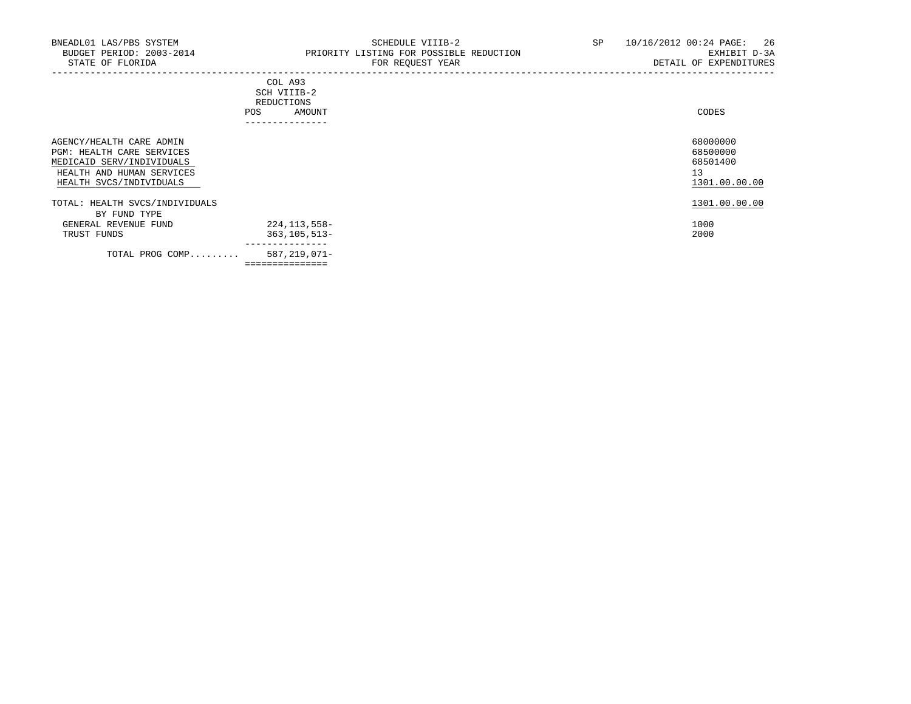BNEADL01 LAS/PBS SYSTEM
BUDGET PERIOD: 2003-2014
STATE OF FLORIDA

SCHEDULE VIIIB-2
PRIORITY LISTING FOR POSSIBLE REDUCTION
FOR REQUEST YEAR

SP 10/16/2012 00:24

EXHIBIT D-3A
DETAIL OF EXPENDITURES

| | COL A93 SCH VIIIB-2 REDUCTIONS | | CODES |
|---|---|---|---|
| | POS | AMOUNT | |
| AGENCY/HEALTH CARE ADMIN | | | 68000000 |
| PGM: HEALTH CARE SERVICES | | | 68500000 |
| MEDICAID SERV/INDIVIDUALS | | | 68501400 |
| HEALTH AND HUMAN SERVICES | | | 13 |
| HEALTH SVCS/INDIVIDUALS | | | 1301.00.00.00 |
| TOTAL: HEALTH SVCS/INDIVIDUALS | | | 1301.00.00.00 |
| BY FUND TYPE | | | |
| GENERAL REVENUE FUND | | 224,113,558- | 1000 |
| TRUST FUNDS | | 363,105,513- | 2000 |
| TOTAL PROG COMP......... | | 587,219,071- | |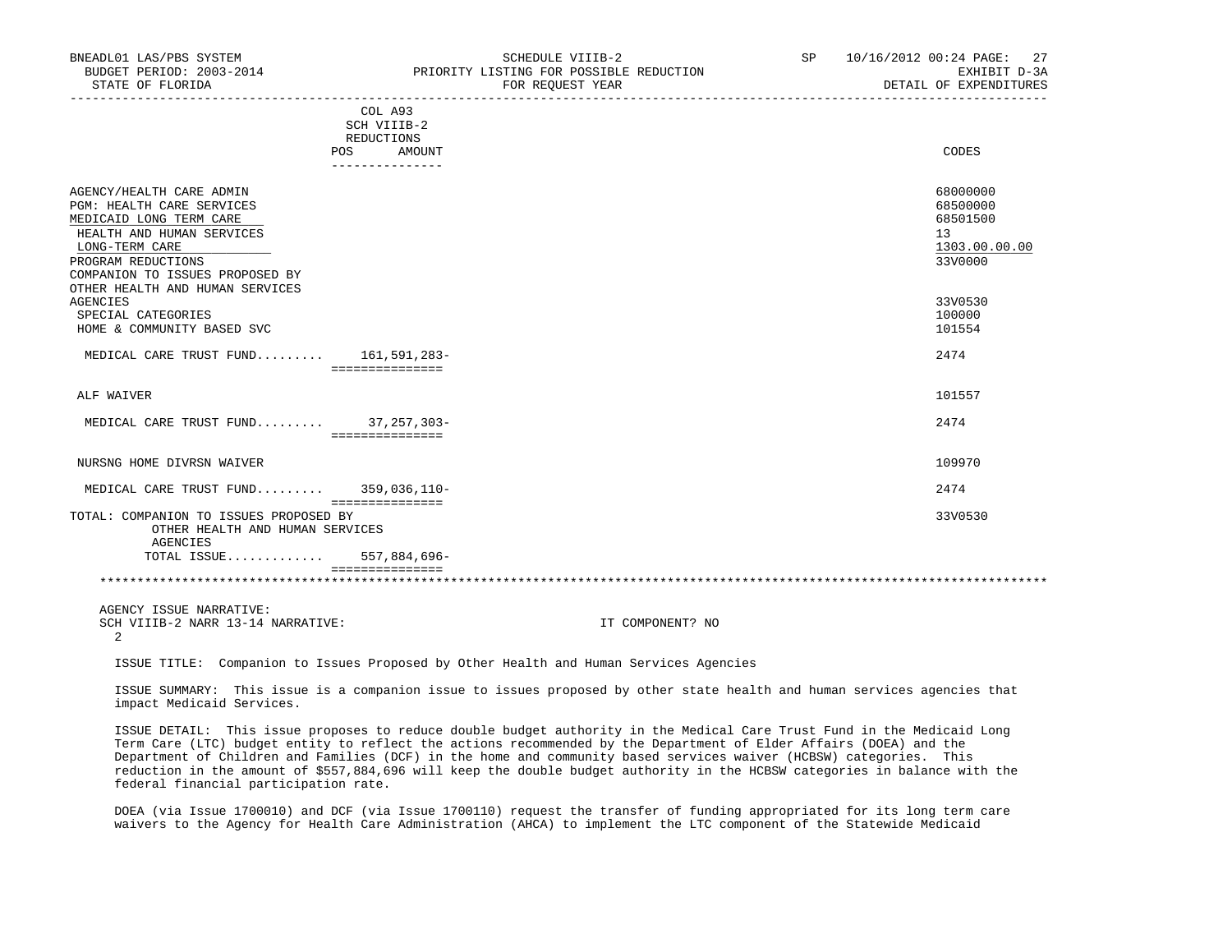BNEADL01 LAS/PBS SYSTEM — SCHEDULE VIIIB-2 — SP 10/16/2012 00:24
BUDGET PERIOD: 2003-2014 — PRIORITY LISTING FOR POSSIBLE REDUCTION — EXHIBIT D-3A
STATE OF FLORIDA — FOR REQUEST YEAR — DETAIL OF EXPENDITURES

| | COL A93 SCH VIIIB-2 REDUCTIONS POS | AMOUNT | CODES |
|---|---|---|---|
| AGENCY/HEALTH CARE ADMIN | | | 68000000 |
| PGM: HEALTH CARE SERVICES | | | 68500000 |
| MEDICAID LONG TERM CARE | | | 68501500 |
| HEALTH AND HUMAN SERVICES | | | 13 |
| LONG-TERM CARE | | | 1303.00.00.00 |
| PROGRAM REDUCTIONS | | | 33V0000 |
| COMPANION TO ISSUES PROPOSED BY OTHER HEALTH AND HUMAN SERVICES AGENCIES | | | 33V0530 |
| SPECIAL CATEGORIES | | | 100000 |
| HOME & COMMUNITY BASED SVC | | | 101554 |
| MEDICAL CARE TRUST FUND......... | | 161,591,283- | 2474 |
| ALF WAIVER | | | 101557 |
| MEDICAL CARE TRUST FUND......... | | 37,257,303- | 2474 |
| NURSNG HOME DIVRSN WAIVER | | | 109970 |
| MEDICAL CARE TRUST FUND......... | | 359,036,110- | 2474 |
| TOTAL: COMPANION TO ISSUES PROPOSED BY OTHER HEALTH AND HUMAN SERVICES AGENCIES | | | 33V0530 |
| TOTAL ISSUE............ | | 557,884,696- | |

AGENCY ISSUE NARRATIVE:
SCH VIIIB-2 NARR 13-14 NARRATIVE: IT COMPONENT? NO
2

ISSUE TITLE: Companion to Issues Proposed by Other Health and Human Services Agencies

ISSUE SUMMARY: This issue is a companion issue to issues proposed by other state health and human services agencies that impact Medicaid Services.

ISSUE DETAIL: This issue proposes to reduce double budget authority in the Medical Care Trust Fund in the Medicaid Long Term Care (LTC) budget entity to reflect the actions recommended by the Department of Elder Affairs (DOEA) and the Department of Children and Families (DCF) in the home and community based services waiver (HCBSW) categories. This reduction in the amount of $557,884,696 will keep the double budget authority in the HCBSW categories in balance with the federal financial participation rate.

DOEA (via Issue 1700010) and DCF (via Issue 1700110) request the transfer of funding appropriated for its long term care waivers to the Agency for Health Care Administration (AHCA) to implement the LTC component of the Statewide Medicaid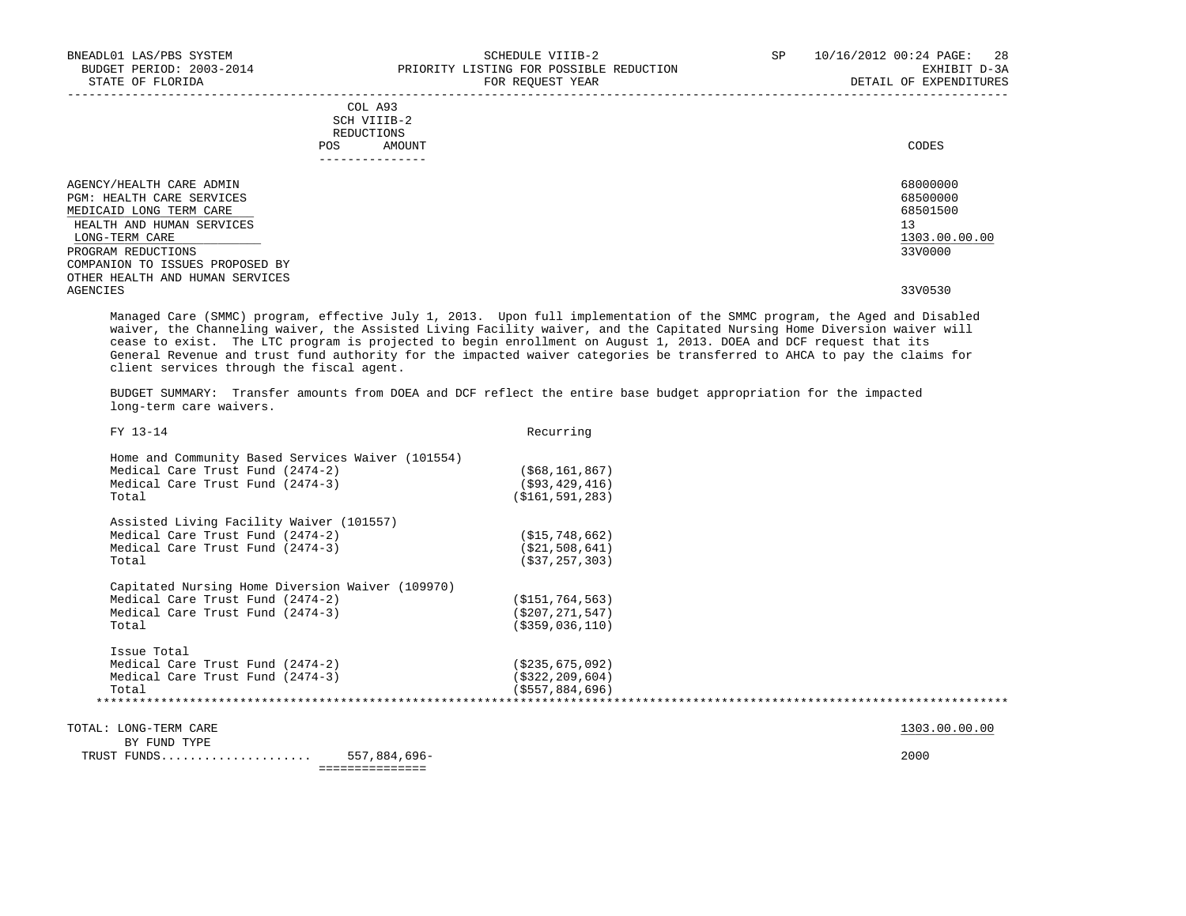COL A93
SCH VIIIB-2
REDUCTIONS

| | POS | AMOUNT | CODES |
|---|---|---|---|
| AGENCY/HEALTH CARE ADMIN | | | 68000000 |
| PGM: HEALTH CARE SERVICES | | | 68500000 |
| MEDICAID LONG TERM CARE | | | 68501500 |
| HEALTH AND HUMAN SERVICES | | | 13 |
| LONG-TERM CARE | | | 1303.00.00.00 |
| PROGRAM REDUCTIONS | | | 33V0000 |
| COMPANION TO ISSUES PROPOSED BY OTHER HEALTH AND HUMAN SERVICES AGENCIES | | | 33V0530 |

Managed Care (SMMC) program, effective July 1, 2013. Upon full implementation of the SMMC program, the Aged and Disabled waiver, the Channeling waiver, the Assisted Living Facility waiver, and the Capitated Nursing Home Diversion waiver will cease to exist. The LTC program is projected to begin enrollment on August 1, 2013. DOEA and DCF request that its General Revenue and trust fund authority for the impacted waiver categories be transferred to AHCA to pay the claims for client services through the fiscal agent.

BUDGET SUMMARY: Transfer amounts from DOEA and DCF reflect the entire base budget appropriation for the impacted long-term care waivers.

| FY 13-14 | Recurring |
|---|---|
| **Home and Community Based Services Waiver (101554)** | |
| Medical Care Trust Fund (2474-2) | ($68,161,867) |
| Medical Care Trust Fund (2474-3) | ($93,429,416) |
| Total | ($161,591,283) |
| **Assisted Living Facility Waiver (101557)** | |
| Medical Care Trust Fund (2474-2) | ($15,748,662) |
| Medical Care Trust Fund (2474-3) | ($21,508,641) |
| Total | ($37,257,303) |
| **Capitated Nursing Home Diversion Waiver (109970)** | |
| Medical Care Trust Fund (2474-2) | ($151,764,563) |
| Medical Care Trust Fund (2474-3) | ($207,271,547) |
| Total | ($359,036,110) |
| **Issue Total** | |
| Medical Care Trust Fund (2474-2) | ($235,675,092) |
| Medical Care Trust Fund (2474-3) | ($322,209,604) |
| Total | ($557,884,696) |

| | AMOUNT | CODES |
|---|---|---|
| TOTAL: LONG-TERM CARE | | 1303.00.00.00 |
| BY FUND TYPE | | |
| TRUST FUNDS.................... | 557,884,696- | 2000 |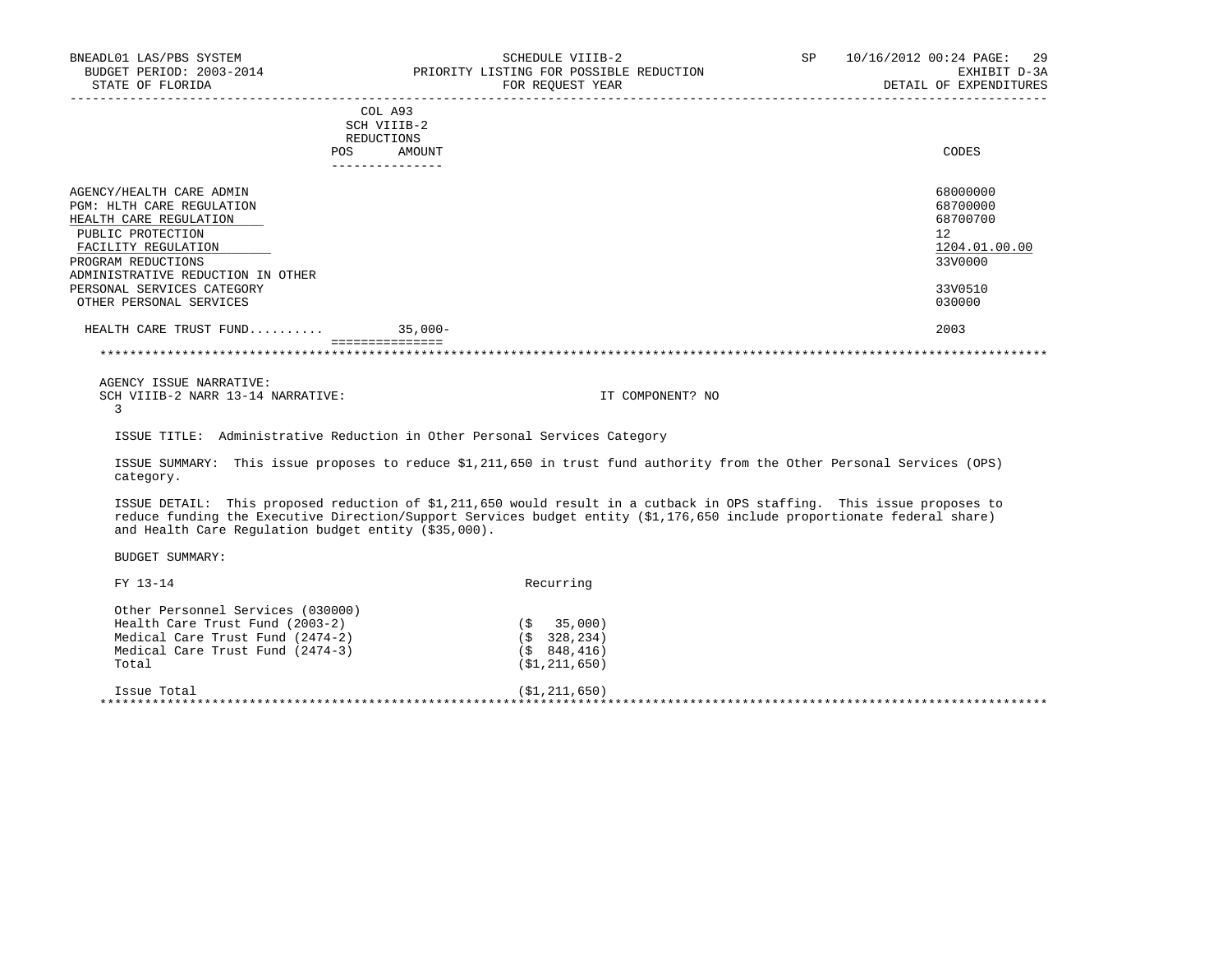BNEADL01 LAS/PBS SYSTEM — SCHEDULE VIIIB-2 — SP 10/16/2012 00:24
BUDGET PERIOD: 2003-2014 — PRIORITY LISTING FOR POSSIBLE REDUCTION — EXHIBIT D-3A
STATE OF FLORIDA — FOR REQUEST YEAR — DETAIL OF EXPENDITURES

| | COL A93 SCH VIIIB-2 REDUCTIONS POS | AMOUNT | CODES |
|---|---|---|---|
| AGENCY/HEALTH CARE ADMIN | | | 68000000 |
| PGM: HLTH CARE REGULATION | | | 68700000 |
| HEALTH CARE REGULATION | | | 68700700 |
| PUBLIC PROTECTION | | | 12 |
| FACILITY REGULATION | | | 1204.01.00.00 |
| PROGRAM REDUCTIONS | | | 33V0000 |
| ADMINISTRATIVE REDUCTION IN OTHER PERSONAL SERVICES CATEGORY | | | 33V0510 |
| OTHER PERSONAL SERVICES | | | 030000 |
| HEALTH CARE TRUST FUND.......... | | 35,000- | 2003 |

AGENCY ISSUE NARRATIVE:
SCH VIIIB-2 NARR 13-14 NARRATIVE: IT COMPONENT? NO
3

ISSUE TITLE: Administrative Reduction in Other Personal Services Category

ISSUE SUMMARY: This issue proposes to reduce $1,211,650 in trust fund authority from the Other Personal Services (OPS) category.

ISSUE DETAIL: This proposed reduction of $1,211,650 would result in a cutback in OPS staffing. This issue proposes to reduce funding the Executive Direction/Support Services budget entity ($1,176,650 include proportionate federal share) and Health Care Regulation budget entity ($35,000).

BUDGET SUMMARY:

| FY 13-14 | Recurring |
|---|---|
| Other Personnel Services (030000) | |
| Health Care Trust Fund (2003-2) | ($ 35,000) |
| Medical Care Trust Fund (2474-2) | ($ 328,234) |
| Medical Care Trust Fund (2474-3) | ($ 848,416) |
| Total | ($1,211,650) |
| Issue Total | ($1,211,650) |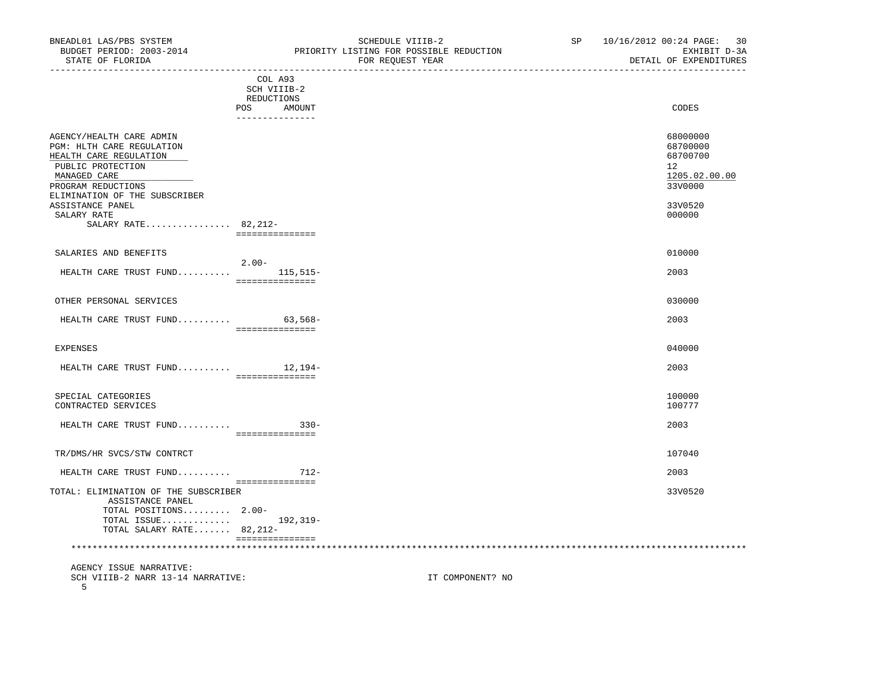BNEADL01 LAS/PBS SYSTEM
BUDGET PERIOD: 2003-2014
STATE OF FLORIDA

SCHEDULE VIIIB-2
PRIORITY LISTING FOR POSSIBLE REDUCTION
FOR REQUEST YEAR

SP 10/16/2012 00:24

EXHIBIT D-3A
DETAIL OF EXPENDITURES

| | COL A93 SCH VIIIB-2 REDUCTIONS POS | AMOUNT | CODES |
|---|---|---|---|
| AGENCY/HEALTH CARE ADMIN | | | 68000000 |
| PGM: HLTH CARE REGULATION | | | 68700000 |
| HEALTH CARE REGULATION | | | 68700700 |
| PUBLIC PROTECTION | | | 12 |
| MANAGED CARE | | | 1205.02.00.00 |
| PROGRAM REDUCTIONS | | | 33V0000 |
| ELIMINATION OF THE SUBSCRIBER ASSISTANCE PANEL | | | 33V0520 |
| SALARY RATE | | | 000000 |
| SALARY RATE................ | 82,212- | | |
| SALARIES AND BENEFITS | | | 010000 |
| HEALTH CARE TRUST FUND.......... | 2.00- | 115,515- | 2003 |
| OTHER PERSONAL SERVICES | | | 030000 |
| HEALTH CARE TRUST FUND.......... | | 63,568- | 2003 |
| EXPENSES | | | 040000 |
| HEALTH CARE TRUST FUND.......... | | 12,194- | 2003 |
| SPECIAL CATEGORIES | | | 100000 |
| CONTRACTED SERVICES | | | 100777 |
| HEALTH CARE TRUST FUND.......... | | 330- | 2003 |
| TR/DMS/HR SVCS/STW CONTRCT | | | 107040 |
| HEALTH CARE TRUST FUND.......... | | 712- | 2003 |
| TOTAL: ELIMINATION OF THE SUBSCRIBER ASSISTANCE PANEL | | | 33V0520 |
| TOTAL POSITIONS......... | 2.00- | | |
| TOTAL ISSUE............. | | 192,319- | |
| TOTAL SALARY RATE....... | 82,212- | | |

AGENCY ISSUE NARRATIVE:
SCH VIIIB-2 NARR 13-14 NARRATIVE: IT COMPONENT? NO
5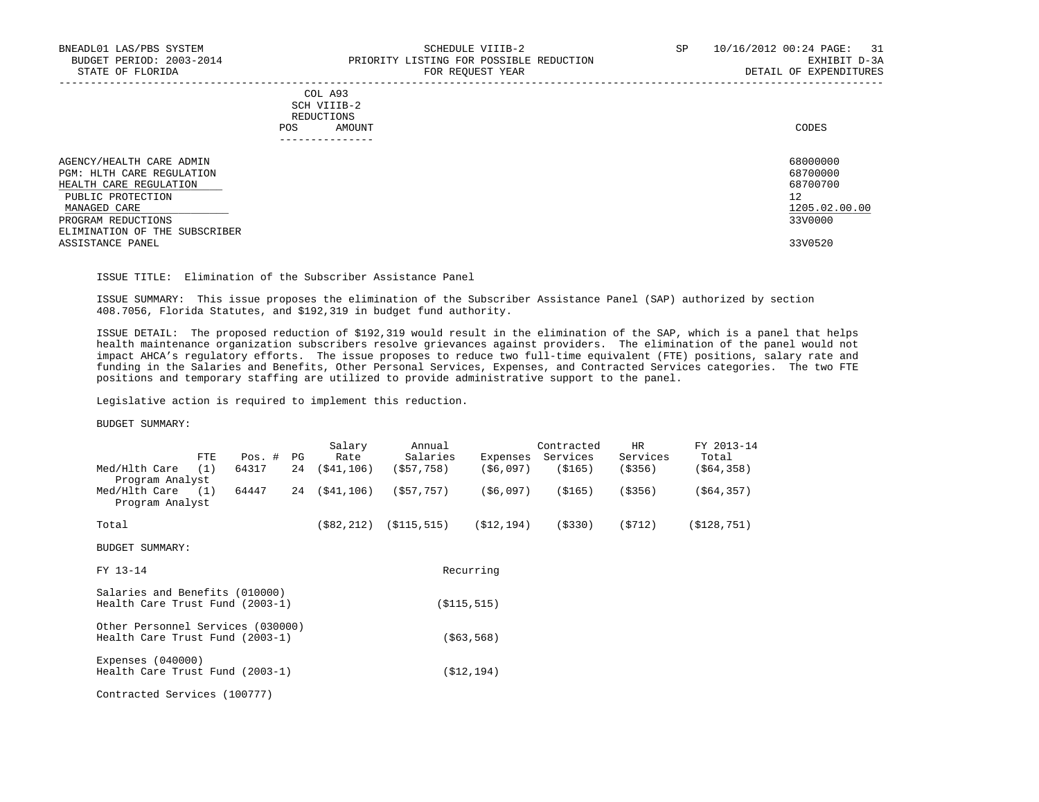SCHEDULE VIIIB-2
PRIORITY LISTING FOR POSSIBLE REDUCTION
FOR REQUEST YEAR

BNEADL01 LAS/PBS SYSTEM — BUDGET PERIOD: 2003-2014 — STATE OF FLORIDA

SP 10/16/2012 00:24 — EXHIBIT D-3A — DETAIL OF EXPENDITURES

| | COL A93 SCH VIIIB-2 REDUCTIONS POS AMOUNT | CODES |
|---|---|---|
| AGENCY/HEALTH CARE ADMIN | | 68000000 |
| PGM: HLTH CARE REGULATION | | 68700000 |
| HEALTH CARE REGULATION | | 68700700 |
| PUBLIC PROTECTION | | 12 |
| MANAGED CARE | | 1205.02.00.00 |
| PROGRAM REDUCTIONS | | 33V0000 |
| ELIMINATION OF THE SUBSCRIBER ASSISTANCE PANEL | | 33V0520 |

ISSUE TITLE: Elimination of the Subscriber Assistance Panel

ISSUE SUMMARY: This issue proposes the elimination of the Subscriber Assistance Panel (SAP) authorized by section 408.7056, Florida Statutes, and $192,319 in budget fund authority.

ISSUE DETAIL: The proposed reduction of $192,319 would result in the elimination of the SAP, which is a panel that helps health maintenance organization subscribers resolve grievances against providers. The elimination of the panel would not impact AHCA's regulatory efforts. The issue proposes to reduce two full-time equivalent (FTE) positions, salary rate and funding in the Salaries and Benefits, Other Personal Services, Expenses, and Contracted Services categories. The two FTE positions and temporary staffing are utilized to provide administrative support to the panel.

Legislative action is required to implement this reduction.

BUDGET SUMMARY:

| | FTE | Pos. # | PG | Salary Rate | Annual Salaries | Expenses | Contracted Services | HR Services | FY 2013-14 Total |
|---|---|---|---|---|---|---|---|---|---|
| Med/Hlth Care Program Analyst | (1) | 64317 | 24 | ($41,106) | ($57,758) | ($6,097) | ($165) | ($356) | ($64,358) |
| Med/Hlth Care Program Analyst | (1) | 64447 | 24 | ($41,106) | ($57,757) | ($6,097) | ($165) | ($356) | ($64,357) |
| Total | | | | ($82,212) | ($115,515) | ($12,194) | ($330) | ($712) | ($128,751) |

BUDGET SUMMARY:

| FY 13-14 | Recurring |
|---|---|
| Salaries and Benefits (010000) Health Care Trust Fund (2003-1) | ($115,515) |
| Other Personnel Services (030000) Health Care Trust Fund (2003-1) | ($63,568) |
| Expenses (040000) Health Care Trust Fund (2003-1) | ($12,194) |
| Contracted Services (100777) | |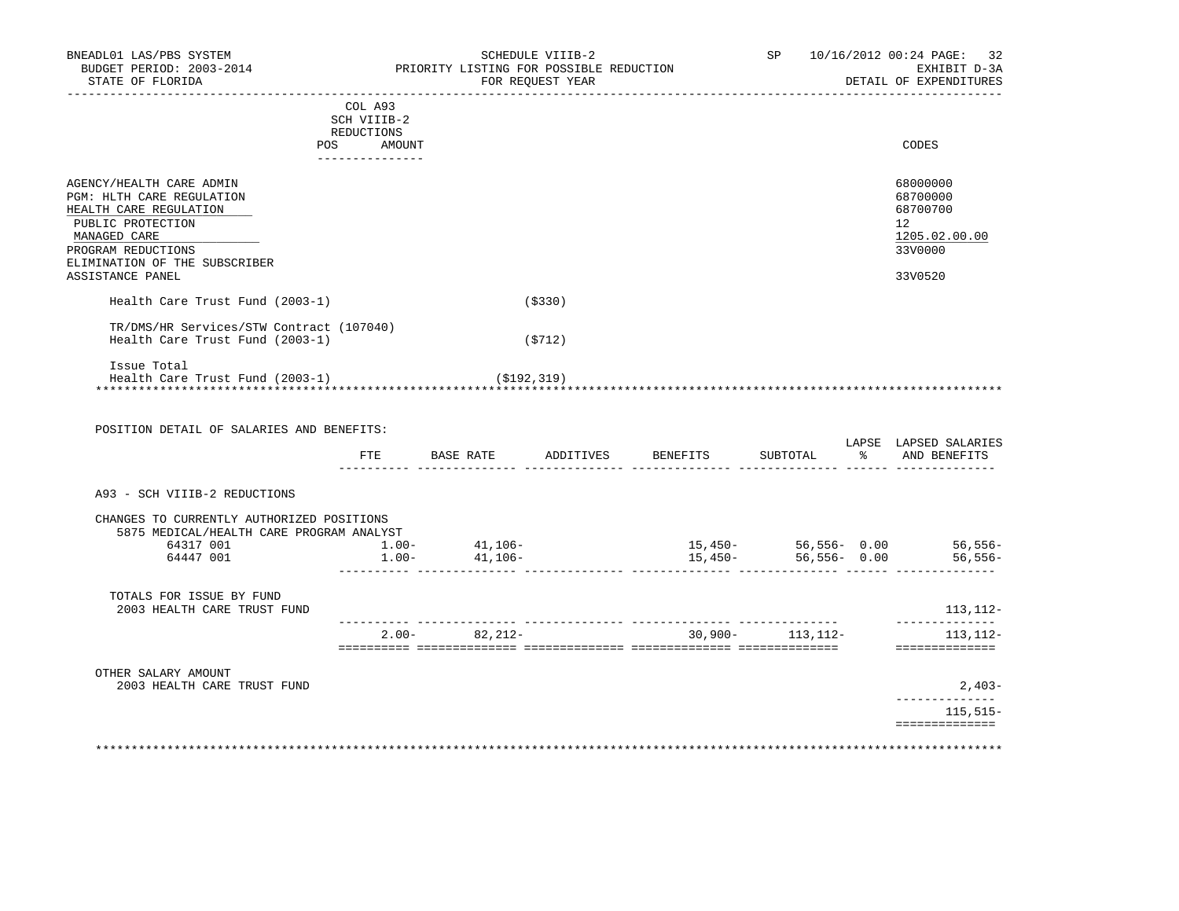BNEADL01 LAS/PBS SYSTEM — SCHEDULE VIIIB-2 — PRIORITY LISTING FOR POSSIBLE REDUCTION — FOR REQUEST YEAR
BUDGET PERIOD: 2003-2014 — EXHIBIT D-3A — DETAIL OF EXPENDITURES
STATE OF FLORIDA — SP 10/16/2012 00:24

| | COL A93 SCH VIIIB-2 REDUCTIONS POS | AMOUNT | CODES |
|---|---|---|---|
| AGENCY/HEALTH CARE ADMIN | | | 68000000 |
| PGM: HLTH CARE REGULATION | | | 68700000 |
| HEALTH CARE REGULATION | | | 68700700 |
| PUBLIC PROTECTION | | | 12 |
| MANAGED CARE | | | 1205.02.00.00 |
| PROGRAM REDUCTIONS | | | 33V0000 |
| ELIMINATION OF THE SUBSCRIBER ASSISTANCE PANEL | | | 33V0520 |
| Health Care Trust Fund (2003-1) | | ($330) | |
| TR/DMS/HR Services/STW Contract (107040) Health Care Trust Fund (2003-1) | | ($712) | |
| Issue Total Health Care Trust Fund (2003-1) | | ($192,319) | |

POSITION DETAIL OF SALARIES AND BENEFITS:

| | FTE | BASE RATE | ADDITIVES | BENEFITS | SUBTOTAL | LAPSE % | LAPSED SALARIES AND BENEFITS |
|---|---|---|---|---|---|---|---|
| A93 - SCH VIIIB-2 REDUCTIONS | | | | | | | |
| CHANGES TO CURRENTLY AUTHORIZED POSITIONS | | | | | | | |
| 5875 MEDICAL/HEALTH CARE PROGRAM ANALYST | | | | | | | |
| 64317 001 | 1.00- | 41,106- | | 15,450- | 56,556- | 0.00 | 56,556- |
| 64447 001 | 1.00- | 41,106- | | 15,450- | 56,556- | 0.00 | 56,556- |
| TOTALS FOR ISSUE BY FUND | | | | | | | |
| 2003 HEALTH CARE TRUST FUND | | | | | | | 113,112- |
| | 2.00- | 82,212- | | 30,900- | 113,112- | | 113,112- |
| OTHER SALARY AMOUNT | | | | | | | |
| 2003 HEALTH CARE TRUST FUND | | | | | | | 2,403- |
| | | | | | | | 115,515- |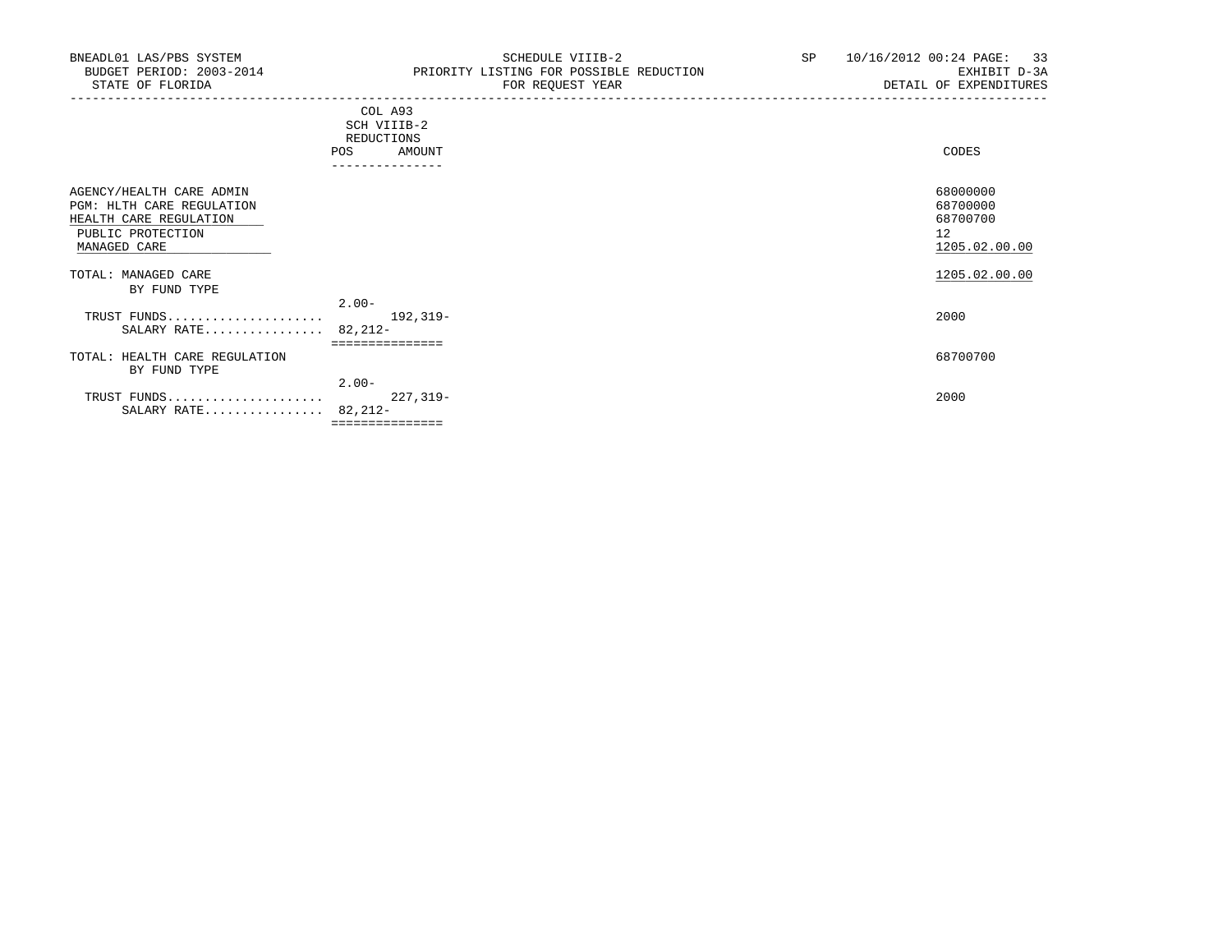BNEADL01 LAS/PBS SYSTEM
BUDGET PERIOD: 2003-2014
STATE OF FLORIDA

SCHEDULE VIIIB-2
PRIORITY LISTING FOR POSSIBLE REDUCTION
FOR REQUEST YEAR

SP 10/16/2012 00:24
EXHIBIT D-3A
DETAIL OF EXPENDITURES

| | COL A93 SCH VIIIB-2 REDUCTIONS POS | AMOUNT | CODES |
|---|---|---|---|
| AGENCY/HEALTH CARE ADMIN | | | 68000000 |
| PGM: HLTH CARE REGULATION | | | 68700000 |
| HEALTH CARE REGULATION | | | 68700700 |
| PUBLIC PROTECTION | | | 12 |
| MANAGED CARE | | | 1205.02.00.00 |
| TOTAL: MANAGED CARE | | | 1205.02.00.00 |
| BY FUND TYPE | | | |
| TRUST FUNDS | 2.00- | 192,319- | 2000 |
| SALARY RATE | 82,212- | | |
| TOTAL: HEALTH CARE REGULATION | | | 68700700 |
| BY FUND TYPE | | | |
| TRUST FUNDS | 2.00- | 227,319- | 2000 |
| SALARY RATE | 82,212- | | |